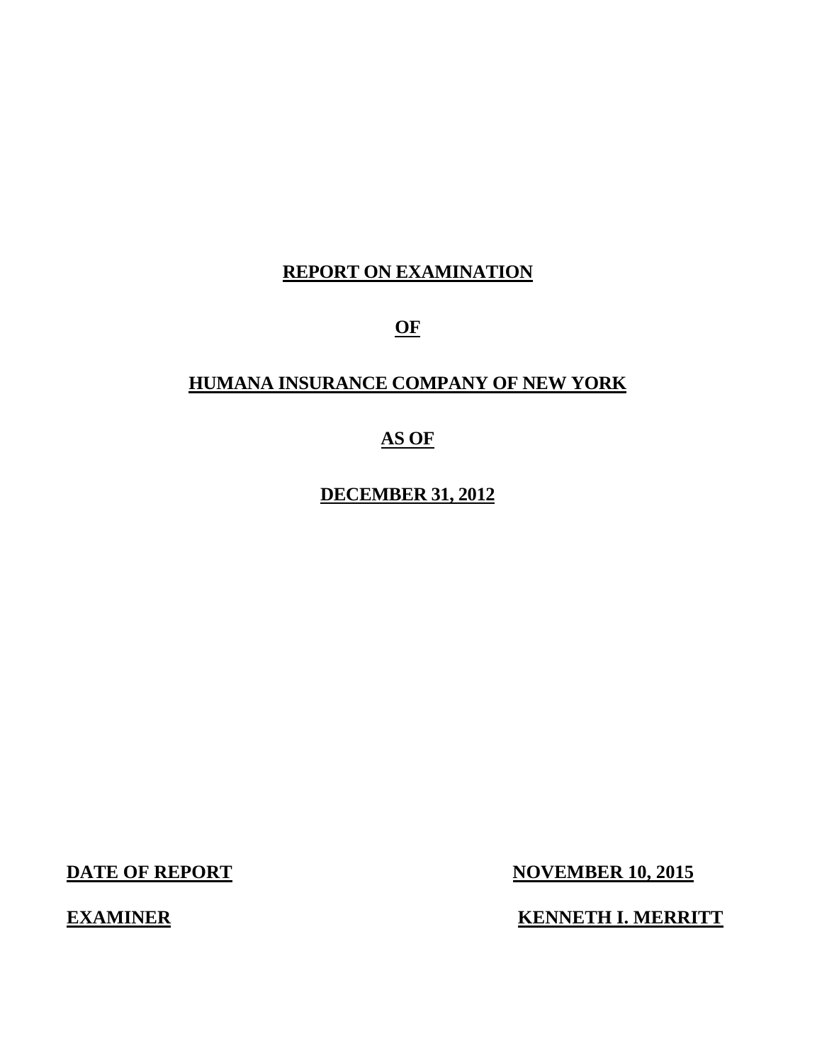# REPORT ON EXAMINATION

# OF

# HUMANA INSURANCE COMPANY OF NEW YORK

# AS OF

# DECEMBER 31, 2012

**DATE OF REPORT** **NOVEMBER 10, 2015**

**EXAMINER** **KENNETH I. MERRITT**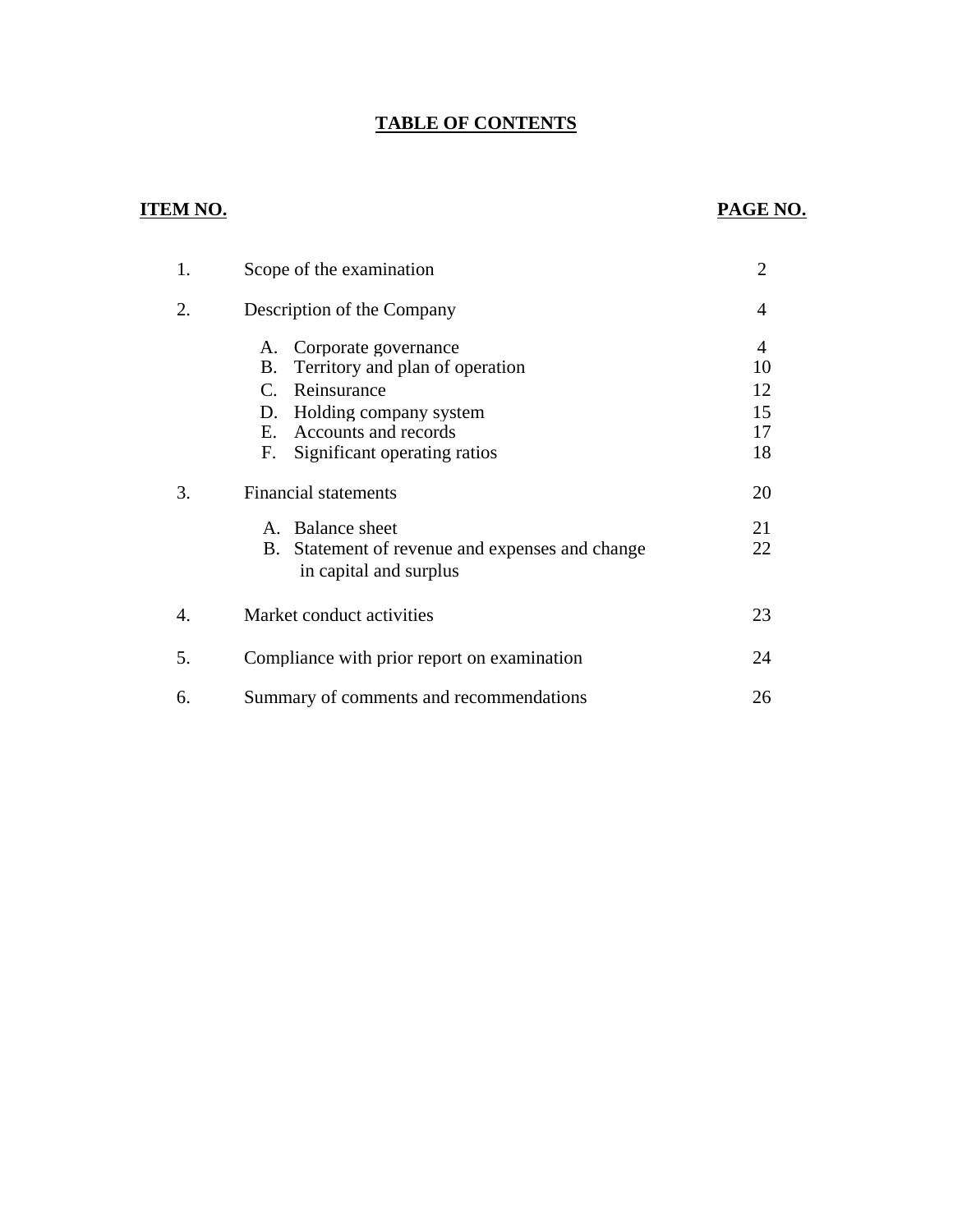# TABLE OF CONTENTS

| ITEM NO. | | PAGE NO. |
|---|---|---|
| 1. | Scope of the examination | 2 |
| 2. | Description of the Company | 4 |
| | A. Corporate governance | 4 |
| | B. Territory and plan of operation | 10 |
| | C. Reinsurance | 12 |
| | D. Holding company system | 15 |
| | E. Accounts and records | 17 |
| | F. Significant operating ratios | 18 |
| 3. | Financial statements | 20 |
| | A. Balance sheet | 21 |
| | B. Statement of revenue and expenses and change in capital and surplus | 22 |
| 4. | Market conduct activities | 23 |
| 5. | Compliance with prior report on examination | 24 |
| 6. | Summary of comments and recommendations | 26 |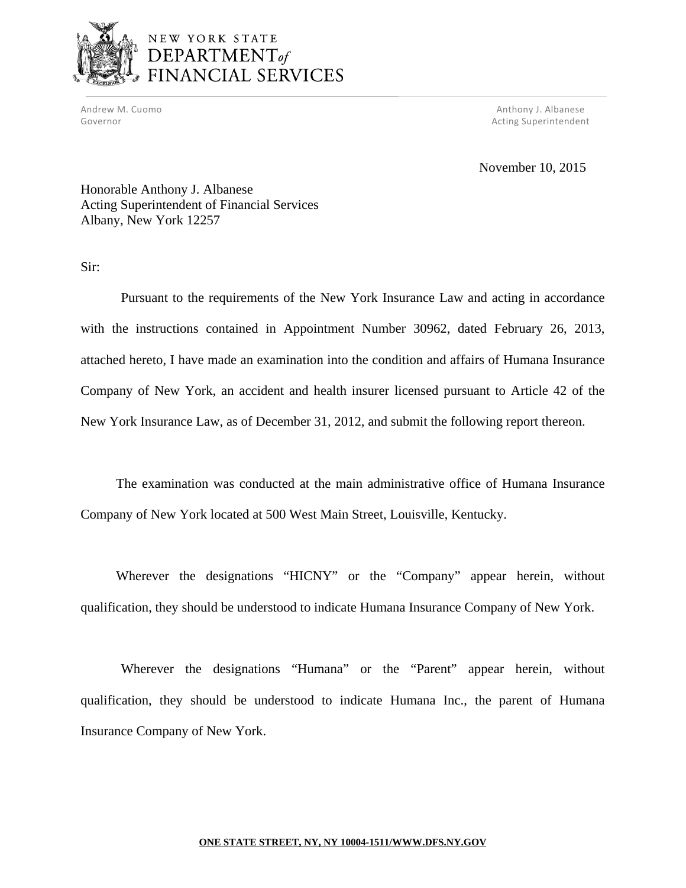NEW YORK STATE
DEPARTMENT *of*
FINANCIAL SERVICES

Andrew M. Cuomo
Governor

Anthony J. Albanese
Acting Superintendent

November 10, 2015

Honorable Anthony J. Albanese
Acting Superintendent of Financial Services
Albany, New York 12257

Sir:

Pursuant to the requirements of the New York Insurance Law and acting in accordance with the instructions contained in Appointment Number 30962, dated February 26, 2013, attached hereto, I have made an examination into the condition and affairs of Humana Insurance Company of New York, an accident and health insurer licensed pursuant to Article 42 of the New York Insurance Law, as of December 31, 2012, and submit the following report thereon.

The examination was conducted at the main administrative office of Humana Insurance Company of New York located at 500 West Main Street, Louisville, Kentucky.

Wherever the designations "HICNY" or the "Company" appear herein, without qualification, they should be understood to indicate Humana Insurance Company of New York.

Wherever the designations "Humana" or the "Parent" appear herein, without qualification, they should be understood to indicate Humana Inc., the parent of Humana Insurance Company of New York.

ONE STATE STREET, NY, NY 10004-1511/WWW.DFS.NY.GOV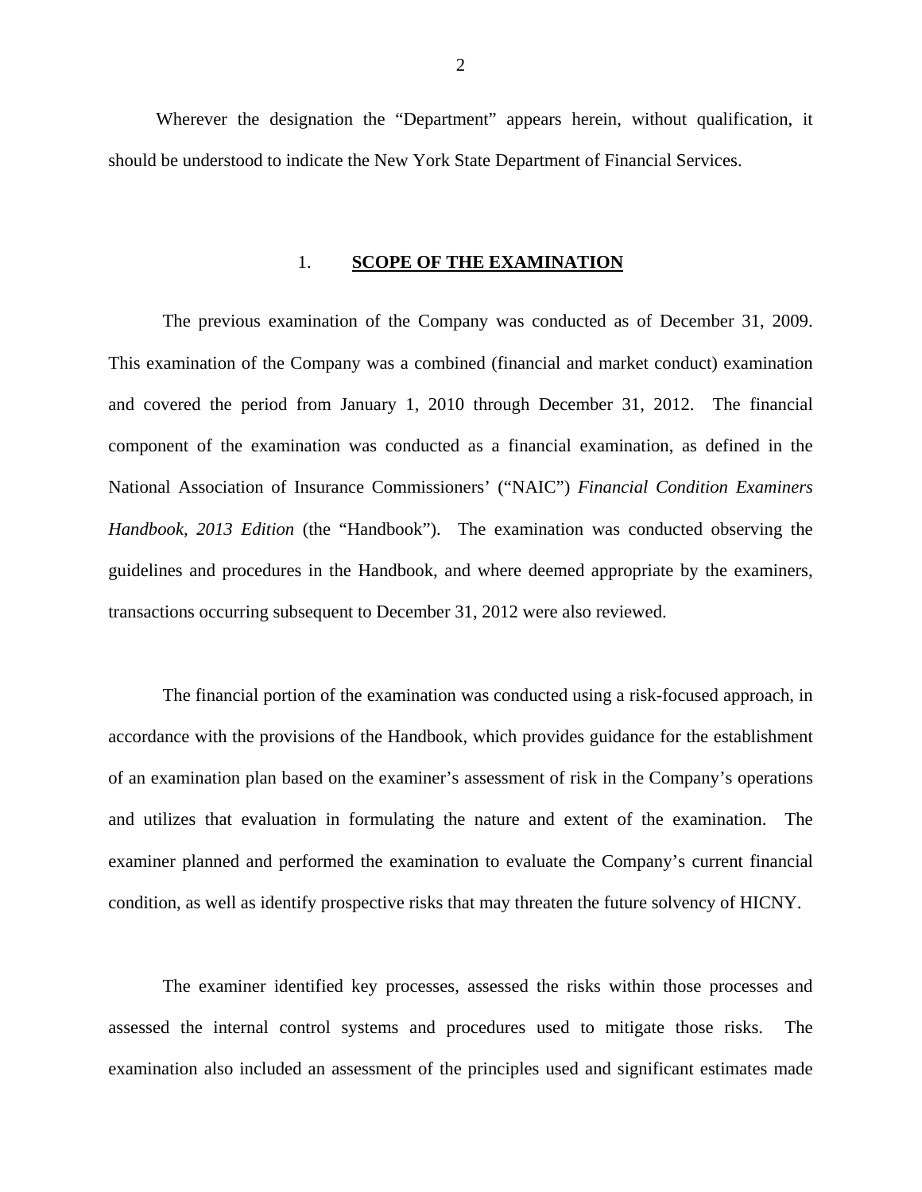Wherever the designation the "Department" appears herein, without qualification, it should be understood to indicate the New York State Department of Financial Services.

## 1. SCOPE OF THE EXAMINATION

The previous examination of the Company was conducted as of December 31, 2009. This examination of the Company was a combined (financial and market conduct) examination and covered the period from January 1, 2010 through December 31, 2012. The financial component of the examination was conducted as a financial examination, as defined in the National Association of Insurance Commissioners' ("NAIC") *Financial Condition Examiners Handbook, 2013 Edition* (the "Handbook"). The examination was conducted observing the guidelines and procedures in the Handbook, and where deemed appropriate by the examiners, transactions occurring subsequent to December 31, 2012 were also reviewed.

The financial portion of the examination was conducted using a risk-focused approach, in accordance with the provisions of the Handbook, which provides guidance for the establishment of an examination plan based on the examiner's assessment of risk in the Company's operations and utilizes that evaluation in formulating the nature and extent of the examination. The examiner planned and performed the examination to evaluate the Company's current financial condition, as well as identify prospective risks that may threaten the future solvency of HICNY.

The examiner identified key processes, assessed the risks within those processes and assessed the internal control systems and procedures used to mitigate those risks. The examination also included an assessment of the principles used and significant estimates made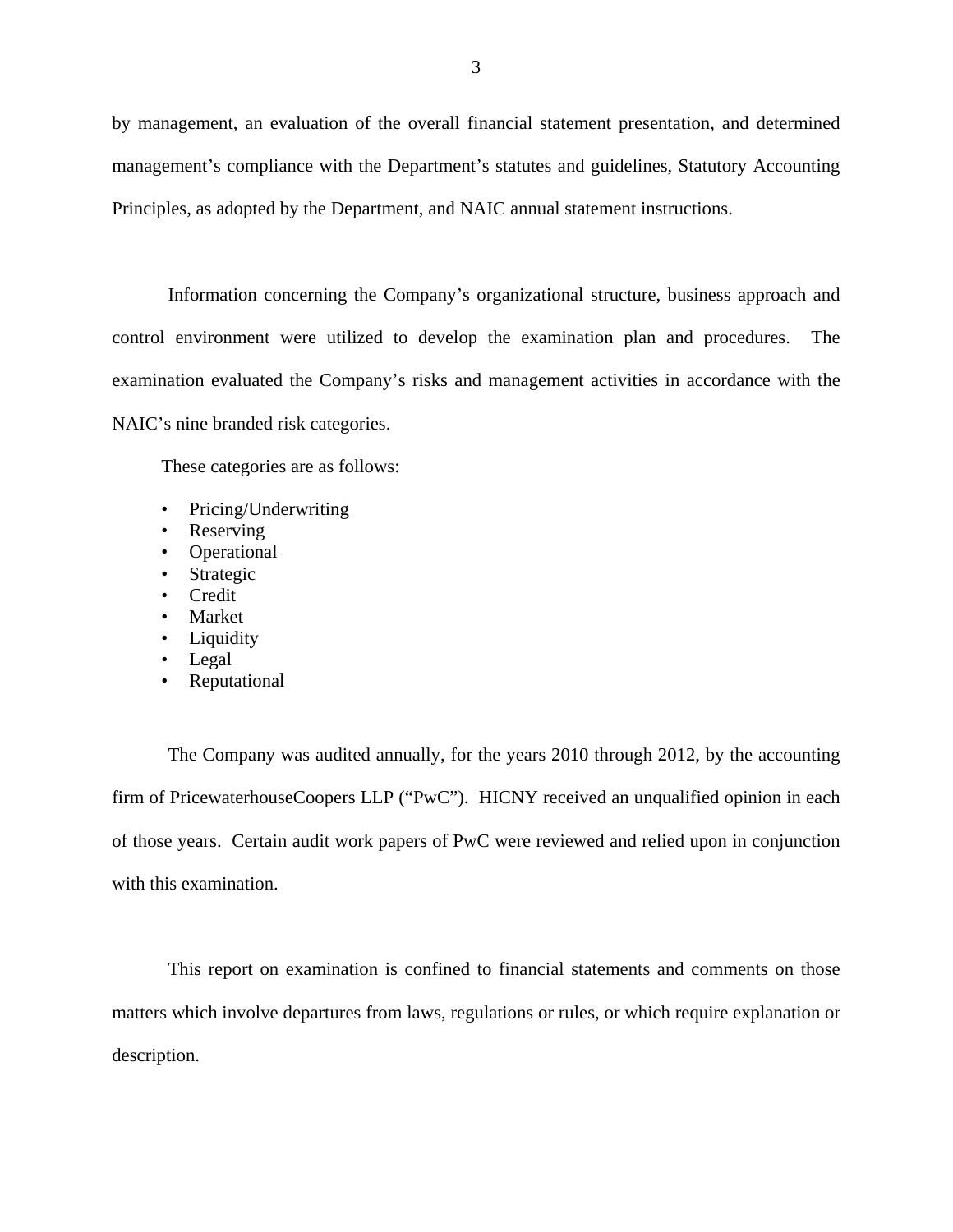by management, an evaluation of the overall financial statement presentation, and determined management's compliance with the Department's statutes and guidelines, Statutory Accounting Principles, as adopted by the Department, and NAIC annual statement instructions.

Information concerning the Company's organizational structure, business approach and control environment were utilized to develop the examination plan and procedures. The examination evaluated the Company's risks and management activities in accordance with the NAIC's nine branded risk categories.

These categories are as follows:

- Pricing/Underwriting
- Reserving
- Operational
- Strategic
- Credit
- Market
- Liquidity
- Legal
- Reputational

The Company was audited annually, for the years 2010 through 2012, by the accounting firm of PricewaterhouseCoopers LLP ("PwC"). HICNY received an unqualified opinion in each of those years. Certain audit work papers of PwC were reviewed and relied upon in conjunction with this examination.

This report on examination is confined to financial statements and comments on those matters which involve departures from laws, regulations or rules, or which require explanation or description.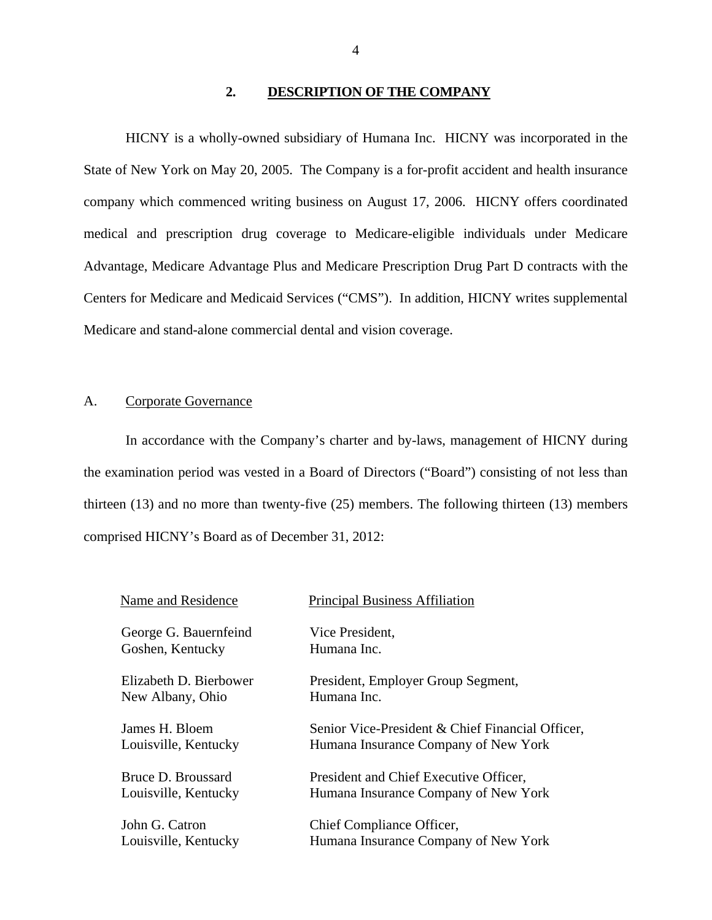## 2. DESCRIPTION OF THE COMPANY

HICNY is a wholly-owned subsidiary of Humana Inc. HICNY was incorporated in the State of New York on May 20, 2005. The Company is a for-profit accident and health insurance company which commenced writing business on August 17, 2006. HICNY offers coordinated medical and prescription drug coverage to Medicare-eligible individuals under Medicare Advantage, Medicare Advantage Plus and Medicare Prescription Drug Part D contracts with the Centers for Medicare and Medicaid Services ("CMS"). In addition, HICNY writes supplemental Medicare and stand-alone commercial dental and vision coverage.

### A. Corporate Governance

In accordance with the Company's charter and by-laws, management of HICNY during the examination period was vested in a Board of Directors ("Board") consisting of not less than thirteen (13) and no more than twenty-five (25) members. The following thirteen (13) members comprised HICNY's Board as of December 31, 2012:

| Name and Residence | Principal Business Affiliation |
|---|---|
| George G. Bauernfeind<br>Goshen, Kentucky | Vice President,<br>Humana Inc. |
| Elizabeth D. Bierbower<br>New Albany, Ohio | President, Employer Group Segment,<br>Humana Inc. |
| James H. Bloem<br>Louisville, Kentucky | Senior Vice-President & Chief Financial Officer,<br>Humana Insurance Company of New York |
| Bruce D. Broussard<br>Louisville, Kentucky | President and Chief Executive Officer,<br>Humana Insurance Company of New York |
| John G. Catron<br>Louisville, Kentucky | Chief Compliance Officer,<br>Humana Insurance Company of New York |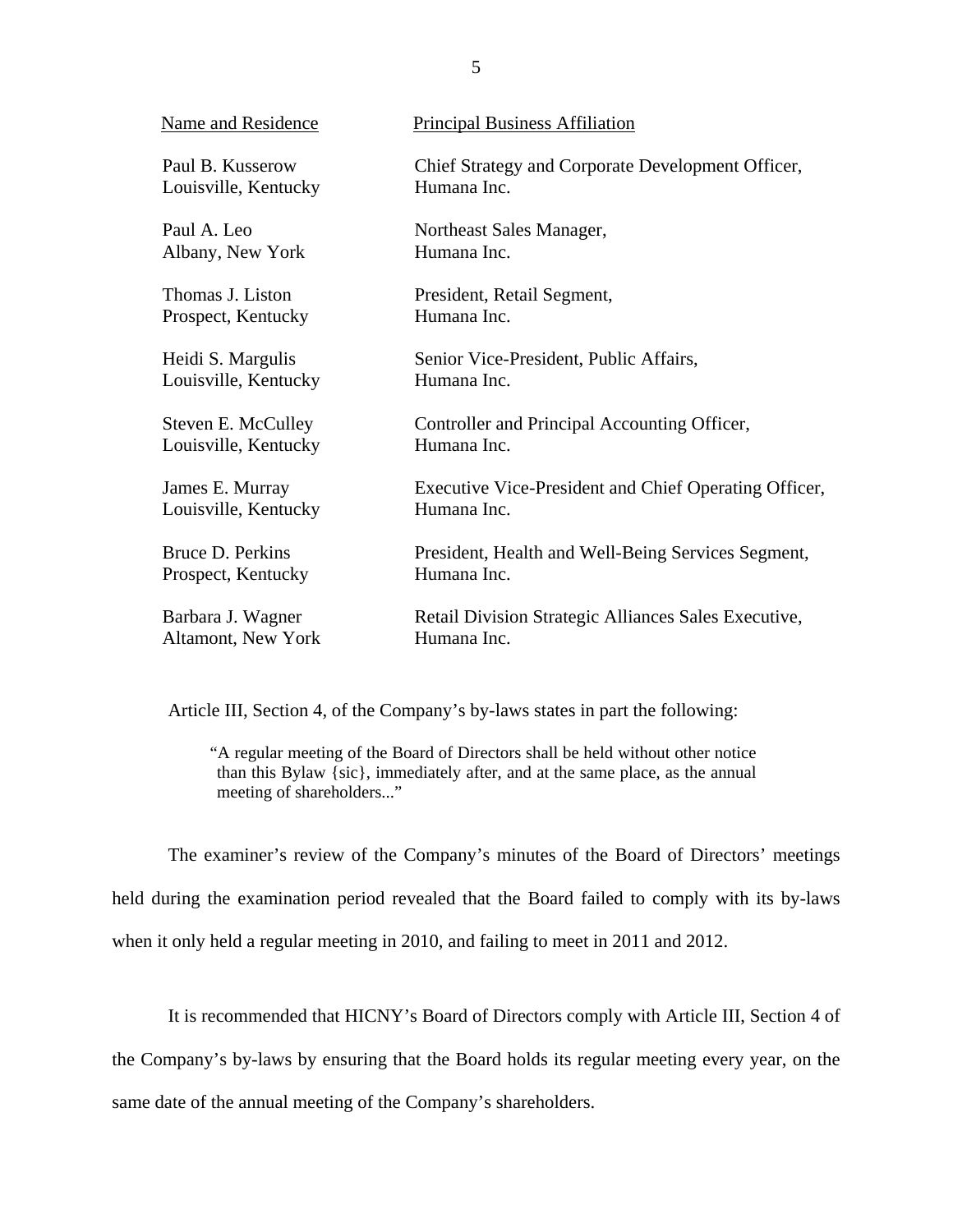| Name and Residence | Principal Business Affiliation |
| --- | --- |
| Paul B. Kusserow<br>Louisville, Kentucky | Chief Strategy and Corporate Development Officer,<br>Humana Inc. |
| Paul A. Leo<br>Albany, New York | Northeast Sales Manager,<br>Humana Inc. |
| Thomas J. Liston<br>Prospect, Kentucky | President, Retail Segment,<br>Humana Inc. |
| Heidi S. Margulis<br>Louisville, Kentucky | Senior Vice-President, Public Affairs,<br>Humana Inc. |
| Steven E. McCulley<br>Louisville, Kentucky | Controller and Principal Accounting Officer,<br>Humana Inc. |
| James E. Murray<br>Louisville, Kentucky | Executive Vice-President and Chief Operating Officer,<br>Humana Inc. |
| Bruce D. Perkins<br>Prospect, Kentucky | President, Health and Well-Being Services Segment,<br>Humana Inc. |
| Barbara J. Wagner<br>Altamont, New York | Retail Division Strategic Alliances Sales Executive,<br>Humana Inc. |

Article III, Section 4, of the Company's by-laws states in part the following:

> "A regular meeting of the Board of Directors shall be held without other notice than this Bylaw {sic}, immediately after, and at the same place, as the annual meeting of shareholders..."

The examiner's review of the Company's minutes of the Board of Directors' meetings held during the examination period revealed that the Board failed to comply with its by-laws when it only held a regular meeting in 2010, and failing to meet in 2011 and 2012.

It is recommended that HICNY's Board of Directors comply with Article III, Section 4 of the Company's by-laws by ensuring that the Board holds its regular meeting every year, on the same date of the annual meeting of the Company's shareholders.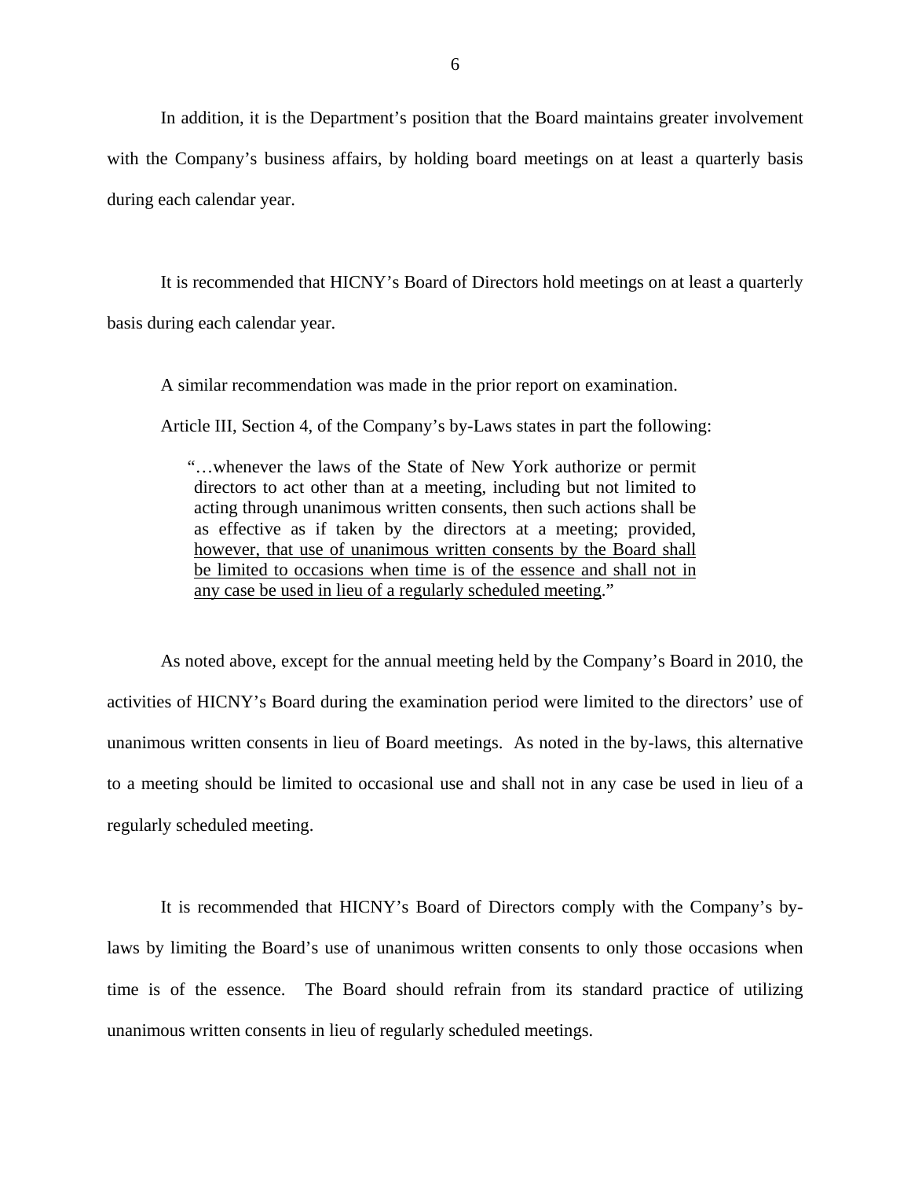In addition, it is the Department's position that the Board maintains greater involvement with the Company's business affairs, by holding board meetings on at least a quarterly basis during each calendar year.

It is recommended that HICNY's Board of Directors hold meetings on at least a quarterly basis during each calendar year.

A similar recommendation was made in the prior report on examination.

Article III, Section 4, of the Company's by-Laws states in part the following:

> "…whenever the laws of the State of New York authorize or permit directors to act other than at a meeting, including but not limited to acting through unanimous written consents, then such actions shall be as effective as if taken by the directors at a meeting; provided, <u>however, that use of unanimous written consents by the Board shall be limited to occasions when time is of the essence and shall not in any case be used in lieu of a regularly scheduled meeting</u>."

As noted above, except for the annual meeting held by the Company's Board in 2010, the activities of HICNY's Board during the examination period were limited to the directors' use of unanimous written consents in lieu of Board meetings. As noted in the by-laws, this alternative to a meeting should be limited to occasional use and shall not in any case be used in lieu of a regularly scheduled meeting.

It is recommended that HICNY's Board of Directors comply with the Company's by-laws by limiting the Board's use of unanimous written consents to only those occasions when time is of the essence. The Board should refrain from its standard practice of utilizing unanimous written consents in lieu of regularly scheduled meetings.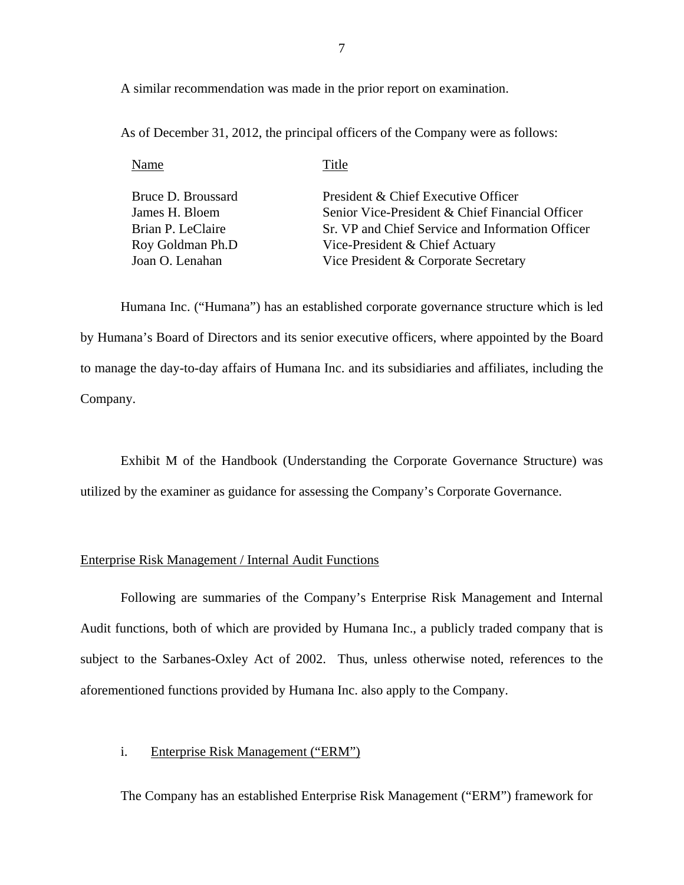A similar recommendation was made in the prior report on examination.

As of December 31, 2012, the principal officers of the Company were as follows:

| Name | Title |
| --- | --- |
| Bruce D. Broussard | President & Chief Executive Officer |
| James H. Bloem | Senior Vice-President & Chief Financial Officer |
| Brian P. LeClaire | Sr. VP and Chief Service and Information Officer |
| Roy Goldman Ph.D | Vice-President & Chief Actuary |
| Joan O. Lenahan | Vice President & Corporate Secretary |

Humana Inc. ("Humana") has an established corporate governance structure which is led by Humana's Board of Directors and its senior executive officers, where appointed by the Board to manage the day-to-day affairs of Humana Inc. and its subsidiaries and affiliates, including the Company.

Exhibit M of the Handbook (Understanding the Corporate Governance Structure) was utilized by the examiner as guidance for assessing the Company's Corporate Governance.

Enterprise Risk Management / Internal Audit Functions

Following are summaries of the Company's Enterprise Risk Management and Internal Audit functions, both of which are provided by Humana Inc., a publicly traded company that is subject to the Sarbanes-Oxley Act of 2002. Thus, unless otherwise noted, references to the aforementioned functions provided by Humana Inc. also apply to the Company.

i. Enterprise Risk Management ("ERM")

The Company has an established Enterprise Risk Management ("ERM") framework for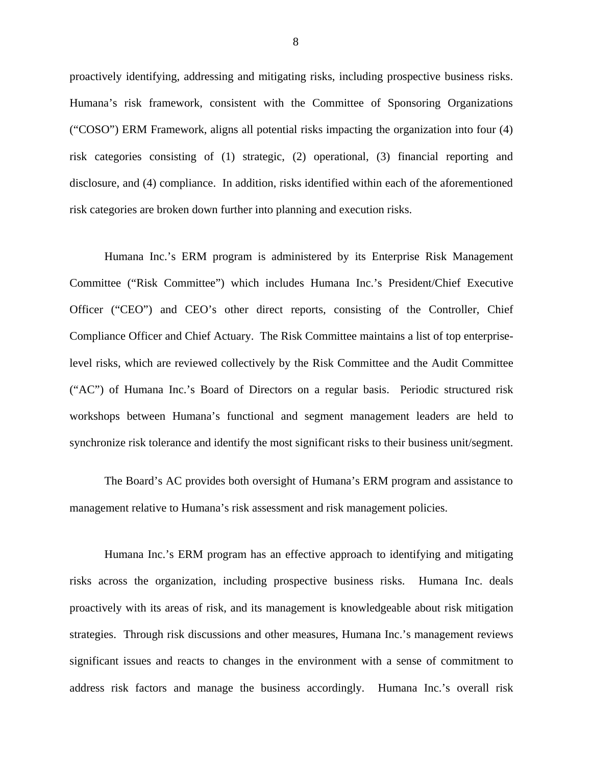proactively identifying, addressing and mitigating risks, including prospective business risks. Humana's risk framework, consistent with the Committee of Sponsoring Organizations ("COSO") ERM Framework, aligns all potential risks impacting the organization into four (4) risk categories consisting of (1) strategic, (2) operational, (3) financial reporting and disclosure, and (4) compliance. In addition, risks identified within each of the aforementioned risk categories are broken down further into planning and execution risks.

Humana Inc.'s ERM program is administered by its Enterprise Risk Management Committee ("Risk Committee") which includes Humana Inc.'s President/Chief Executive Officer ("CEO") and CEO's other direct reports, consisting of the Controller, Chief Compliance Officer and Chief Actuary. The Risk Committee maintains a list of top enterprise-level risks, which are reviewed collectively by the Risk Committee and the Audit Committee ("AC") of Humana Inc.'s Board of Directors on a regular basis. Periodic structured risk workshops between Humana's functional and segment management leaders are held to synchronize risk tolerance and identify the most significant risks to their business unit/segment.

The Board's AC provides both oversight of Humana's ERM program and assistance to management relative to Humana's risk assessment and risk management policies.

Humana Inc.'s ERM program has an effective approach to identifying and mitigating risks across the organization, including prospective business risks. Humana Inc. deals proactively with its areas of risk, and its management is knowledgeable about risk mitigation strategies. Through risk discussions and other measures, Humana Inc.'s management reviews significant issues and reacts to changes in the environment with a sense of commitment to address risk factors and manage the business accordingly. Humana Inc.'s overall risk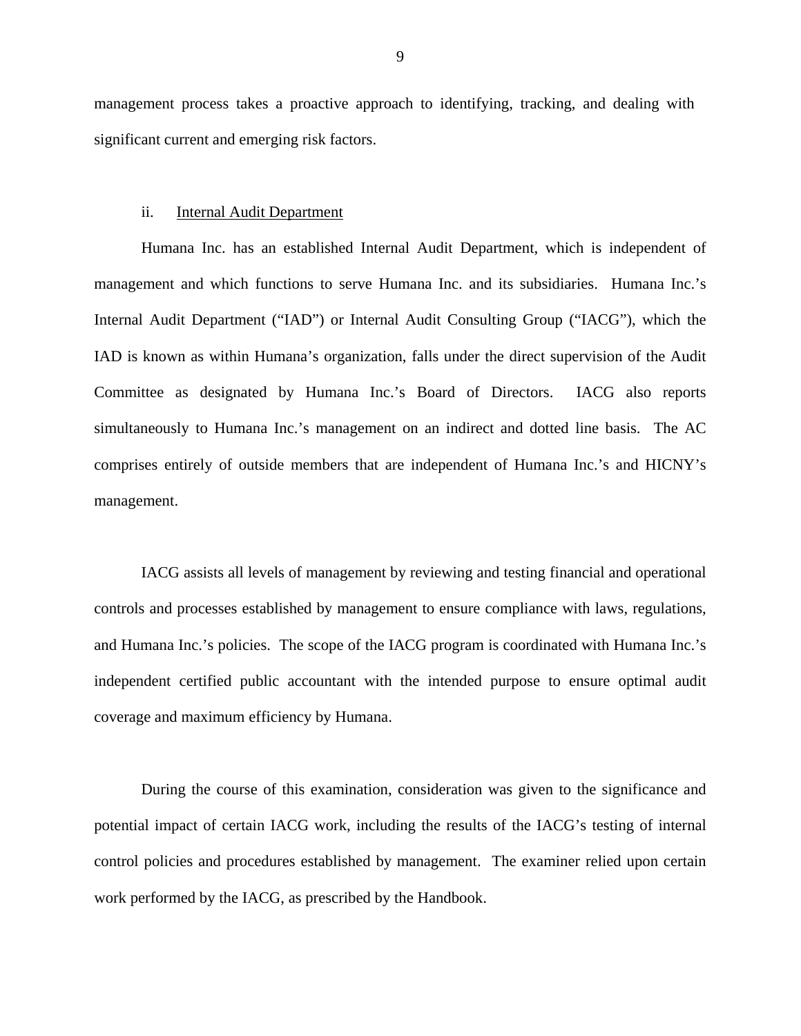management process takes a proactive approach to identifying, tracking, and dealing with significant current and emerging risk factors.

ii. Internal Audit Department

Humana Inc. has an established Internal Audit Department, which is independent of management and which functions to serve Humana Inc. and its subsidiaries. Humana Inc.'s Internal Audit Department ("IAD") or Internal Audit Consulting Group ("IACG"), which the IAD is known as within Humana's organization, falls under the direct supervision of the Audit Committee as designated by Humana Inc.'s Board of Directors. IACG also reports simultaneously to Humana Inc.'s management on an indirect and dotted line basis. The AC comprises entirely of outside members that are independent of Humana Inc.'s and HICNY's management.

IACG assists all levels of management by reviewing and testing financial and operational controls and processes established by management to ensure compliance with laws, regulations, and Humana Inc.'s policies. The scope of the IACG program is coordinated with Humana Inc.'s independent certified public accountant with the intended purpose to ensure optimal audit coverage and maximum efficiency by Humana.

During the course of this examination, consideration was given to the significance and potential impact of certain IACG work, including the results of the IACG's testing of internal control policies and procedures established by management. The examiner relied upon certain work performed by the IACG, as prescribed by the Handbook.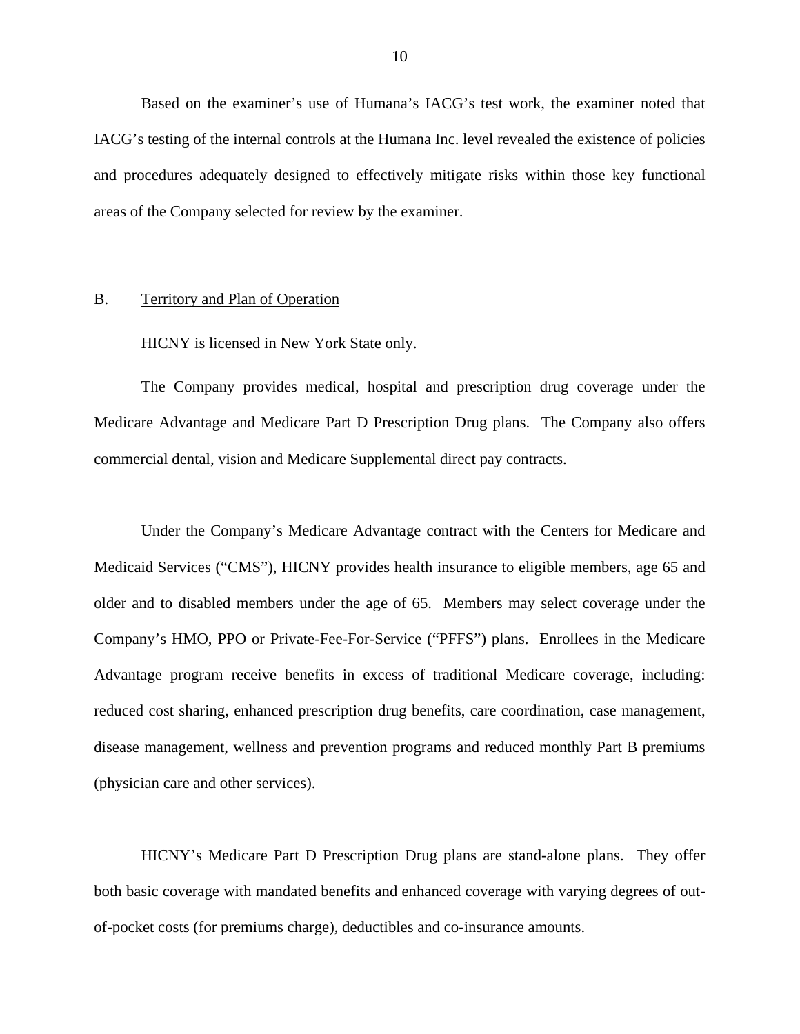Based on the examiner's use of Humana's IACG's test work, the examiner noted that IACG's testing of the internal controls at the Humana Inc. level revealed the existence of policies and procedures adequately designed to effectively mitigate risks within those key functional areas of the Company selected for review by the examiner.

B. Territory and Plan of Operation

HICNY is licensed in New York State only.

The Company provides medical, hospital and prescription drug coverage under the Medicare Advantage and Medicare Part D Prescription Drug plans. The Company also offers commercial dental, vision and Medicare Supplemental direct pay contracts.

Under the Company's Medicare Advantage contract with the Centers for Medicare and Medicaid Services ("CMS"), HICNY provides health insurance to eligible members, age 65 and older and to disabled members under the age of 65. Members may select coverage under the Company's HMO, PPO or Private-Fee-For-Service ("PFFS") plans. Enrollees in the Medicare Advantage program receive benefits in excess of traditional Medicare coverage, including: reduced cost sharing, enhanced prescription drug benefits, care coordination, case management, disease management, wellness and prevention programs and reduced monthly Part B premiums (physician care and other services).

HICNY's Medicare Part D Prescription Drug plans are stand-alone plans. They offer both basic coverage with mandated benefits and enhanced coverage with varying degrees of out-of-pocket costs (for premiums charge), deductibles and co-insurance amounts.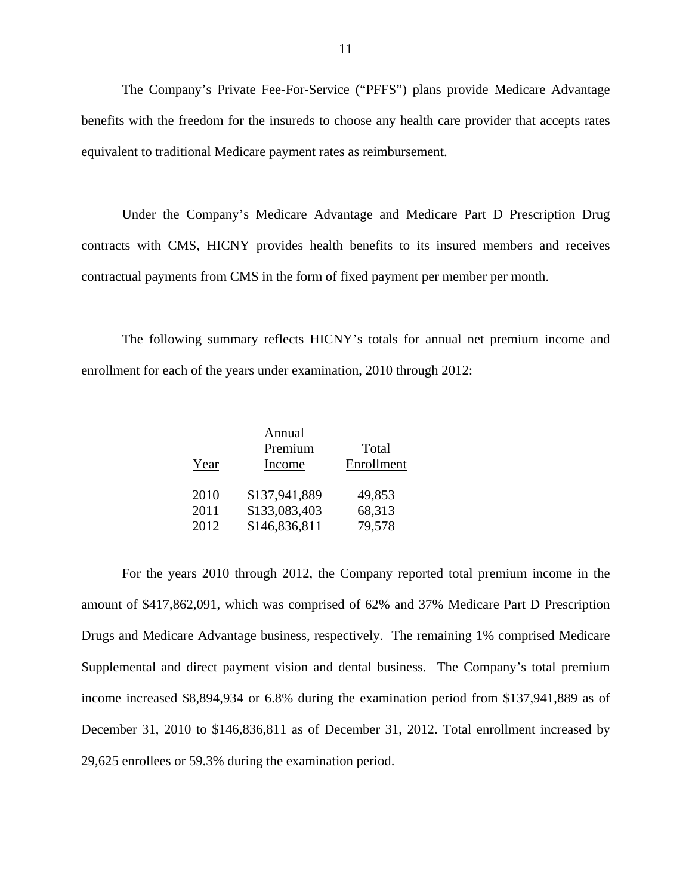The Company's Private Fee-For-Service ("PFFS") plans provide Medicare Advantage benefits with the freedom for the insureds to choose any health care provider that accepts rates equivalent to traditional Medicare payment rates as reimbursement.

Under the Company's Medicare Advantage and Medicare Part D Prescription Drug contracts with CMS, HICNY provides health benefits to its insured members and receives contractual payments from CMS in the form of fixed payment per member per month.

The following summary reflects HICNY's totals for annual net premium income and enrollment for each of the years under examination, 2010 through 2012:

| Year | Annual Premium Income | Total Enrollment |
|---|---|---|
| 2010 | $137,941,889 | 49,853 |
| 2011 | $133,083,403 | 68,313 |
| 2012 | $146,836,811 | 79,578 |

For the years 2010 through 2012, the Company reported total premium income in the amount of $417,862,091, which was comprised of 62% and 37% Medicare Part D Prescription Drugs and Medicare Advantage business, respectively. The remaining 1% comprised Medicare Supplemental and direct payment vision and dental business. The Company's total premium income increased $8,894,934 or 6.8% during the examination period from $137,941,889 as of December 31, 2010 to $146,836,811 as of December 31, 2012. Total enrollment increased by 29,625 enrollees or 59.3% during the examination period.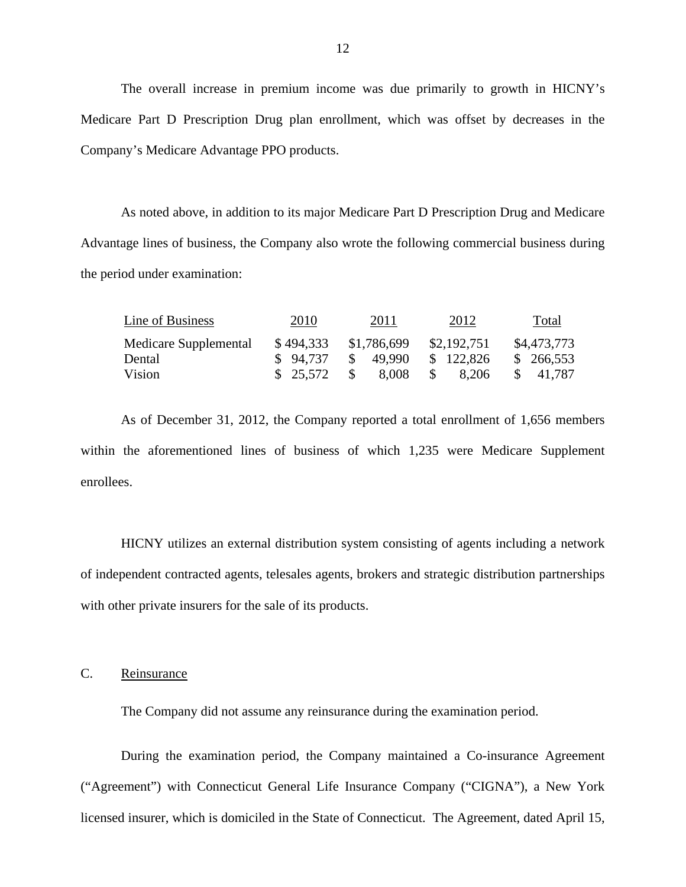The overall increase in premium income was due primarily to growth in HICNY's Medicare Part D Prescription Drug plan enrollment, which was offset by decreases in the Company's Medicare Advantage PPO products.

As noted above, in addition to its major Medicare Part D Prescription Drug and Medicare Advantage lines of business, the Company also wrote the following commercial business during the period under examination:

| Line of Business | 2010 | 2011 | 2012 | Total |
|---|---|---|---|---|
| Medicare Supplemental | $ 494,333 | $1,786,699 | $2,192,751 | $4,473,773 |
| Dental | $ 94,737 | $ 49,990 | $ 122,826 | $ 266,553 |
| Vision | $ 25,572 | $ 8,008 | $ 8,206 | $ 41,787 |

As of December 31, 2012, the Company reported a total enrollment of 1,656 members within the aforementioned lines of business of which 1,235 were Medicare Supplement enrollees.

HICNY utilizes an external distribution system consisting of agents including a network of independent contracted agents, telesales agents, brokers and strategic distribution partnerships with other private insurers for the sale of its products.

C. Reinsurance

The Company did not assume any reinsurance during the examination period.

During the examination period, the Company maintained a Co-insurance Agreement ("Agreement") with Connecticut General Life Insurance Company ("CIGNA"), a New York licensed insurer, which is domiciled in the State of Connecticut. The Agreement, dated April 15,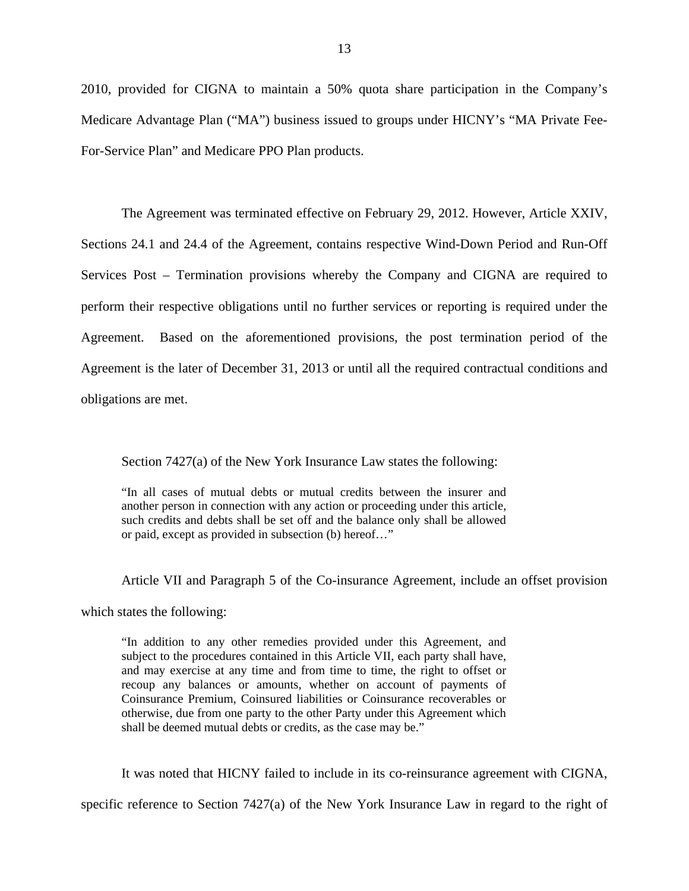2010, provided for CIGNA to maintain a 50% quota share participation in the Company's Medicare Advantage Plan ("MA") business issued to groups under HICNY's "MA Private Fee-For-Service Plan" and Medicare PPO Plan products.

The Agreement was terminated effective on February 29, 2012. However, Article XXIV, Sections 24.1 and 24.4 of the Agreement, contains respective Wind-Down Period and Run-Off Services Post – Termination provisions whereby the Company and CIGNA are required to perform their respective obligations until no further services or reporting is required under the Agreement. Based on the aforementioned provisions, the post termination period of the Agreement is the later of December 31, 2013 or until all the required contractual conditions and obligations are met.

Section 7427(a) of the New York Insurance Law states the following:

> "In all cases of mutual debts or mutual credits between the insurer and another person in connection with any action or proceeding under this article, such credits and debts shall be set off and the balance only shall be allowed or paid, except as provided in subsection (b) hereof…"

Article VII and Paragraph 5 of the Co-insurance Agreement, include an offset provision which states the following:

> "In addition to any other remedies provided under this Agreement, and subject to the procedures contained in this Article VII, each party shall have, and may exercise at any time and from time to time, the right to offset or recoup any balances or amounts, whether on account of payments of Coinsurance Premium, Coinsured liabilities or Coinsurance recoverables or otherwise, due from one party to the other Party under this Agreement which shall be deemed mutual debts or credits, as the case may be."

It was noted that HICNY failed to include in its co-reinsurance agreement with CIGNA, specific reference to Section 7427(a) of the New York Insurance Law in regard to the right of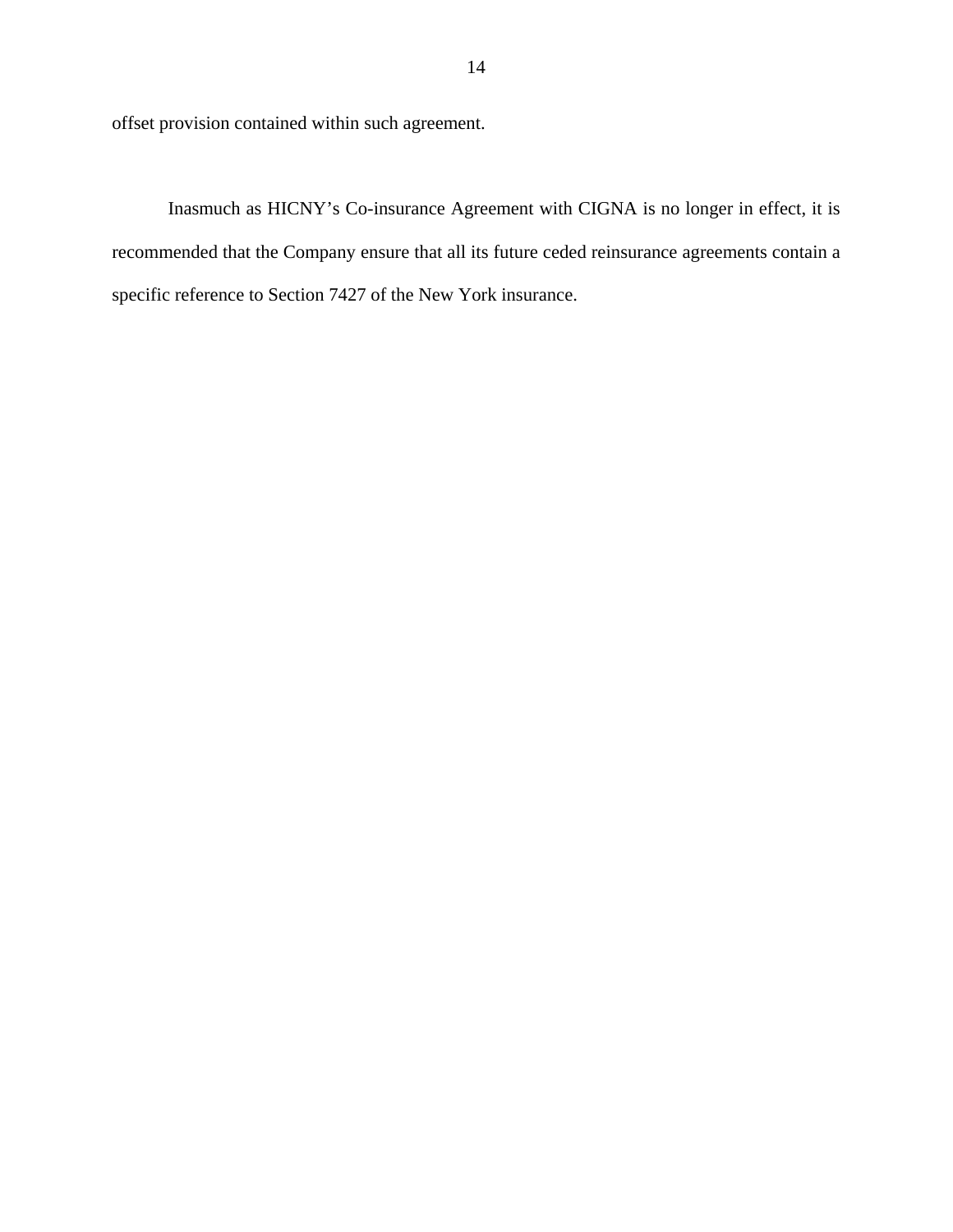offset provision contained within such agreement.

Inasmuch as HICNY’s Co-insurance Agreement with CIGNA is no longer in effect, it is recommended that the Company ensure that all its future ceded reinsurance agreements contain a specific reference to Section 7427 of the New York insurance.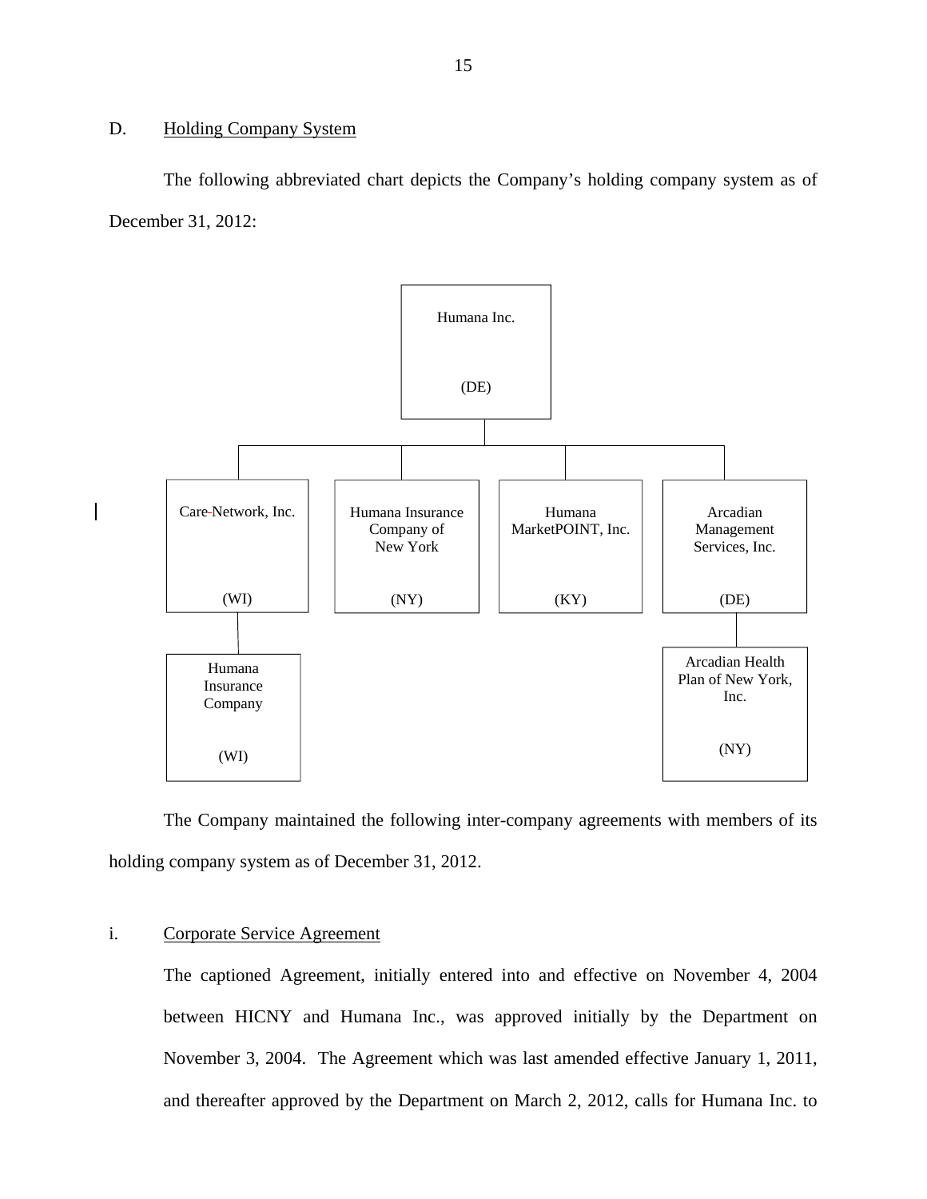## D. Holding Company System

The following abbreviated chart depicts the Company's holding company system as of December 31, 2012:

- Humana Inc. (DE)
  - Care Network, Inc. (WI)
    - Humana Insurance Company (WI)
  - Humana Insurance Company of New York (NY)
  - Humana MarketPOINT, Inc. (KY)
  - Arcadian Management Services, Inc. (DE)
    - Arcadian Health Plan of New York, Inc. (NY)

The Company maintained the following inter-company agreements with members of its holding company system as of December 31, 2012.

### i. Corporate Service Agreement

The captioned Agreement, initially entered into and effective on November 4, 2004 between HICNY and Humana Inc., was approved initially by the Department on November 3, 2004. The Agreement which was last amended effective January 1, 2011, and thereafter approved by the Department on March 2, 2012, calls for Humana Inc. to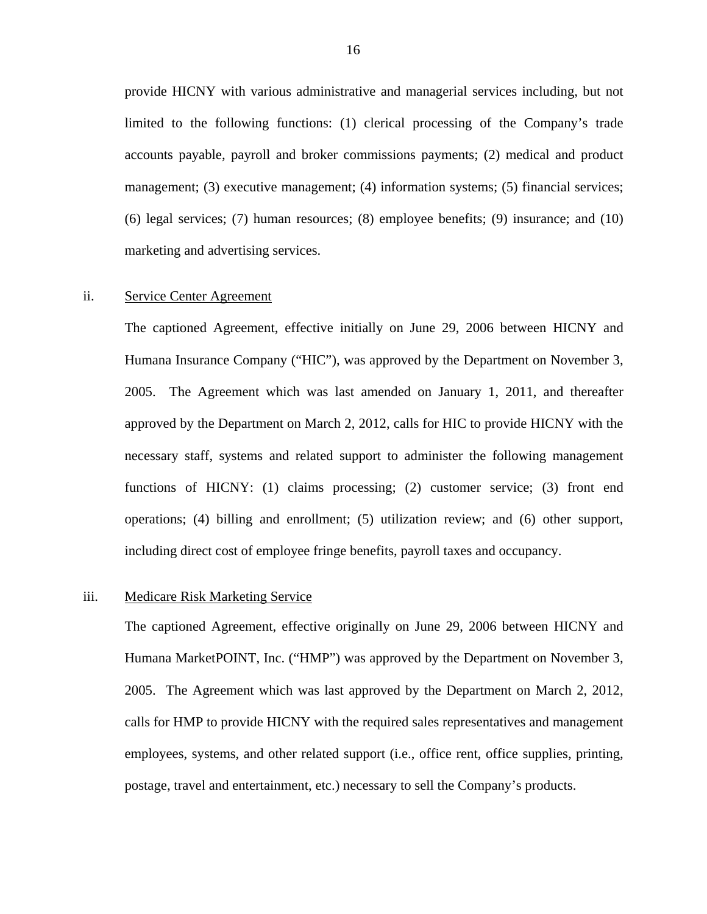provide HICNY with various administrative and managerial services including, but not limited to the following functions: (1) clerical processing of the Company's trade accounts payable, payroll and broker commissions payments; (2) medical and product management; (3) executive management; (4) information systems; (5) financial services; (6) legal services; (7) human resources; (8) employee benefits; (9) insurance; and (10) marketing and advertising services.

ii. <u>Service Center Agreement</u>

The captioned Agreement, effective initially on June 29, 2006 between HICNY and Humana Insurance Company ("HIC"), was approved by the Department on November 3, 2005. The Agreement which was last amended on January 1, 2011, and thereafter approved by the Department on March 2, 2012, calls for HIC to provide HICNY with the necessary staff, systems and related support to administer the following management functions of HICNY: (1) claims processing; (2) customer service; (3) front end operations; (4) billing and enrollment; (5) utilization review; and (6) other support, including direct cost of employee fringe benefits, payroll taxes and occupancy.

iii. <u>Medicare Risk Marketing Service</u>

The captioned Agreement, effective originally on June 29, 2006 between HICNY and Humana MarketPOINT, Inc. ("HMP") was approved by the Department on November 3, 2005. The Agreement which was last approved by the Department on March 2, 2012, calls for HMP to provide HICNY with the required sales representatives and management employees, systems, and other related support (i.e., office rent, office supplies, printing, postage, travel and entertainment, etc.) necessary to sell the Company's products.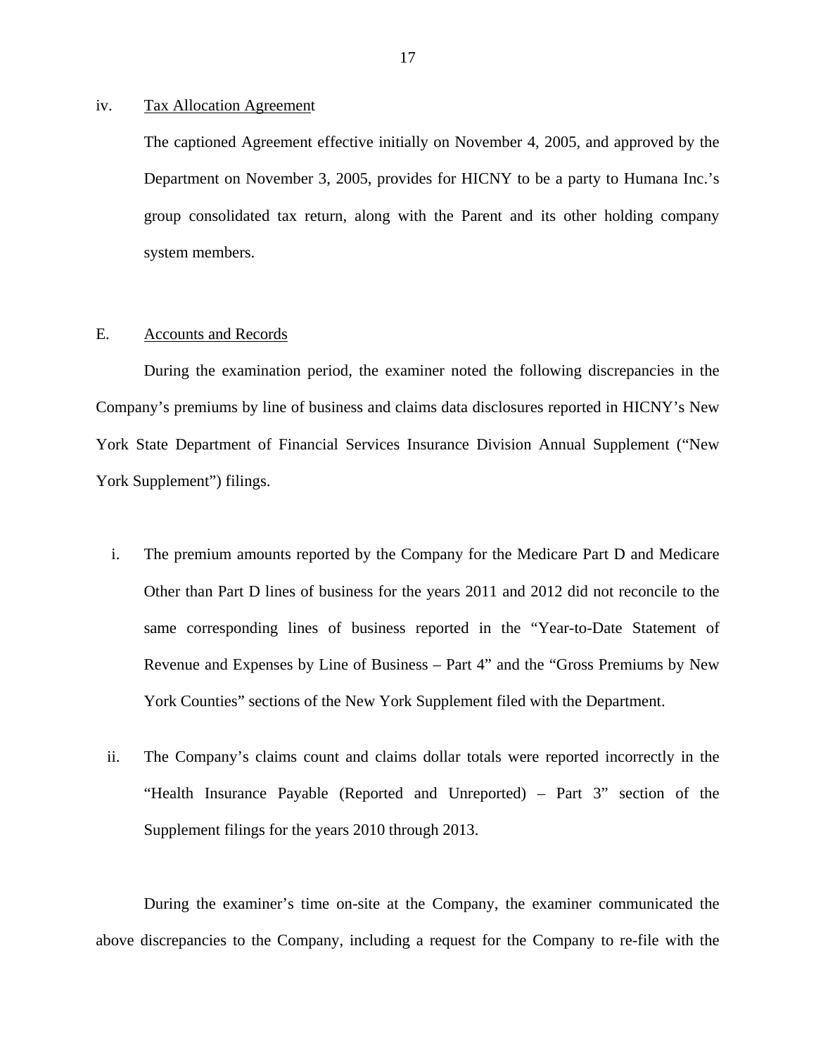iv. Tax Allocation Agreement

The captioned Agreement effective initially on November 4, 2005, and approved by the Department on November 3, 2005, provides for HICNY to be a party to Humana Inc.'s group consolidated tax return, along with the Parent and its other holding company system members.

## E. Accounts and Records

During the examination period, the examiner noted the following discrepancies in the Company's premiums by line of business and claims data disclosures reported in HICNY's New York State Department of Financial Services Insurance Division Annual Supplement ("New York Supplement") filings.

i. The premium amounts reported by the Company for the Medicare Part D and Medicare Other than Part D lines of business for the years 2011 and 2012 did not reconcile to the same corresponding lines of business reported in the "Year-to-Date Statement of Revenue and Expenses by Line of Business – Part 4" and the "Gross Premiums by New York Counties" sections of the New York Supplement filed with the Department.

ii. The Company's claims count and claims dollar totals were reported incorrectly in the "Health Insurance Payable (Reported and Unreported) – Part 3" section of the Supplement filings for the years 2010 through 2013.

During the examiner's time on-site at the Company, the examiner communicated the above discrepancies to the Company, including a request for the Company to re-file with the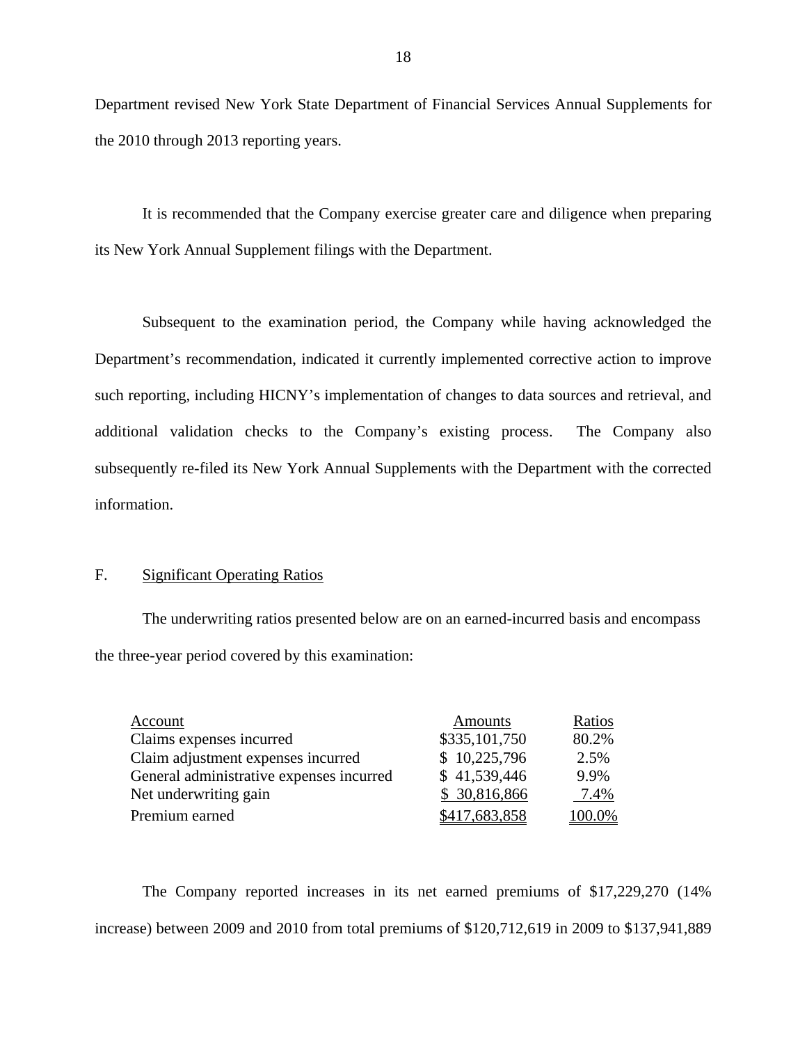Department revised New York State Department of Financial Services Annual Supplements for the 2010 through 2013 reporting years.

It is recommended that the Company exercise greater care and diligence when preparing its New York Annual Supplement filings with the Department.

Subsequent to the examination period, the Company while having acknowledged the Department's recommendation, indicated it currently implemented corrective action to improve such reporting, including HICNY's implementation of changes to data sources and retrieval, and additional validation checks to the Company's existing process. The Company also subsequently re-filed its New York Annual Supplements with the Department with the corrected information.

## F. Significant Operating Ratios

The underwriting ratios presented below are on an earned-incurred basis and encompass the three-year period covered by this examination:

| Account | Amounts | Ratios |
|---|---|---|
| Claims expenses incurred | $335,101,750 | 80.2% |
| Claim adjustment expenses incurred | $ 10,225,796 | 2.5% |
| General administrative expenses incurred | $ 41,539,446 | 9.9% |
| Net underwriting gain | $ 30,816,866 | 7.4% |
| Premium earned | $417,683,858 | 100.0% |

The Company reported increases in its net earned premiums of $17,229,270 (14% increase) between 2009 and 2010 from total premiums of $120,712,619 in 2009 to $137,941,889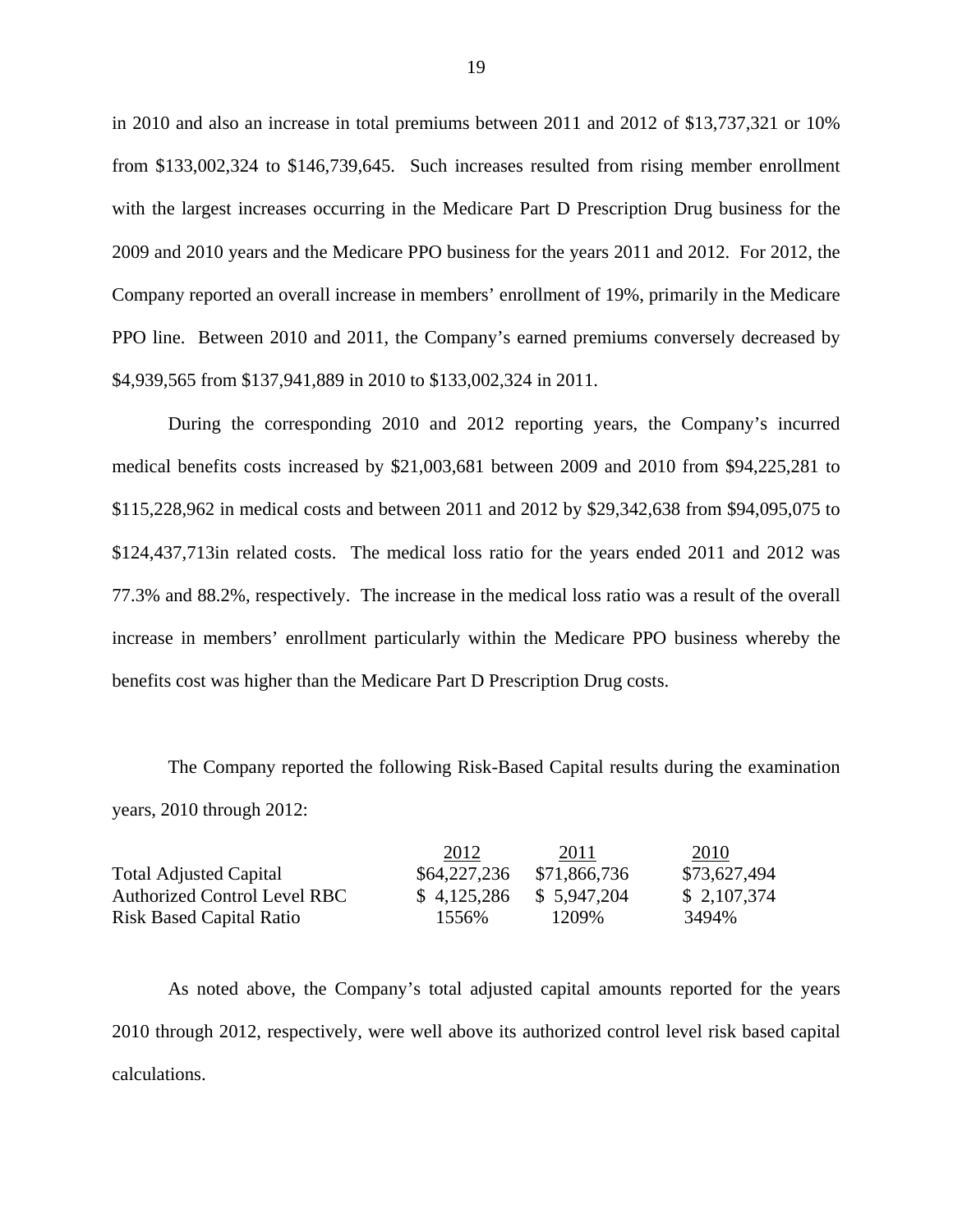in 2010 and also an increase in total premiums between 2011 and 2012 of $13,737,321 or 10% from $133,002,324 to $146,739,645. Such increases resulted from rising member enrollment with the largest increases occurring in the Medicare Part D Prescription Drug business for the 2009 and 2010 years and the Medicare PPO business for the years 2011 and 2012. For 2012, the Company reported an overall increase in members' enrollment of 19%, primarily in the Medicare PPO line. Between 2010 and 2011, the Company's earned premiums conversely decreased by $4,939,565 from $137,941,889 in 2010 to $133,002,324 in 2011.

During the corresponding 2010 and 2012 reporting years, the Company's incurred medical benefits costs increased by $21,003,681 between 2009 and 2010 from $94,225,281 to $115,228,962 in medical costs and between 2011 and 2012 by $29,342,638 from $94,095,075 to $124,437,713in related costs. The medical loss ratio for the years ended 2011 and 2012 was 77.3% and 88.2%, respectively. The increase in the medical loss ratio was a result of the overall increase in members' enrollment particularly within the Medicare PPO business whereby the benefits cost was higher than the Medicare Part D Prescription Drug costs.

The Company reported the following Risk-Based Capital results during the examination years, 2010 through 2012:

| | 2012 | 2011 | 2010 |
|---|---|---|---|
| Total Adjusted Capital | $64,227,236 | $71,866,736 | $73,627,494 |
| Authorized Control Level RBC | $ 4,125,286 | $ 5,947,204 | $ 2,107,374 |
| Risk Based Capital Ratio | 1556% | 1209% | 3494% |

As noted above, the Company's total adjusted capital amounts reported for the years 2010 through 2012, respectively, were well above its authorized control level risk based capital calculations.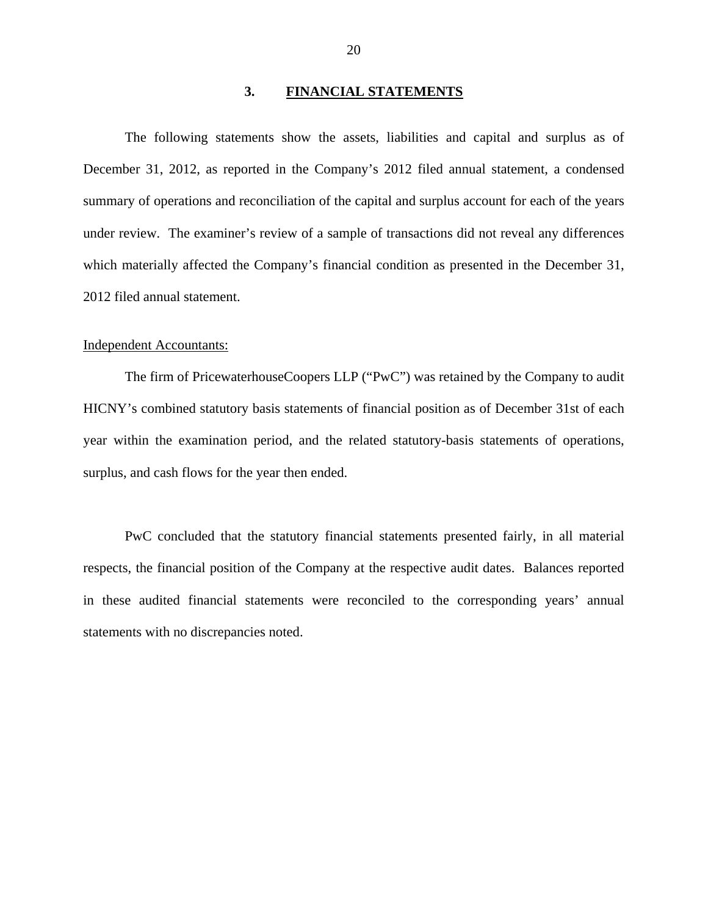## 3. FINANCIAL STATEMENTS

The following statements show the assets, liabilities and capital and surplus as of December 31, 2012, as reported in the Company's 2012 filed annual statement, a condensed summary of operations and reconciliation of the capital and surplus account for each of the years under review. The examiner's review of a sample of transactions did not reveal any differences which materially affected the Company's financial condition as presented in the December 31, 2012 filed annual statement.

Independent Accountants:

The firm of PricewaterhouseCoopers LLP ("PwC") was retained by the Company to audit HICNY's combined statutory basis statements of financial position as of December 31st of each year within the examination period, and the related statutory-basis statements of operations, surplus, and cash flows for the year then ended.

PwC concluded that the statutory financial statements presented fairly, in all material respects, the financial position of the Company at the respective audit dates. Balances reported in these audited financial statements were reconciled to the corresponding years' annual statements with no discrepancies noted.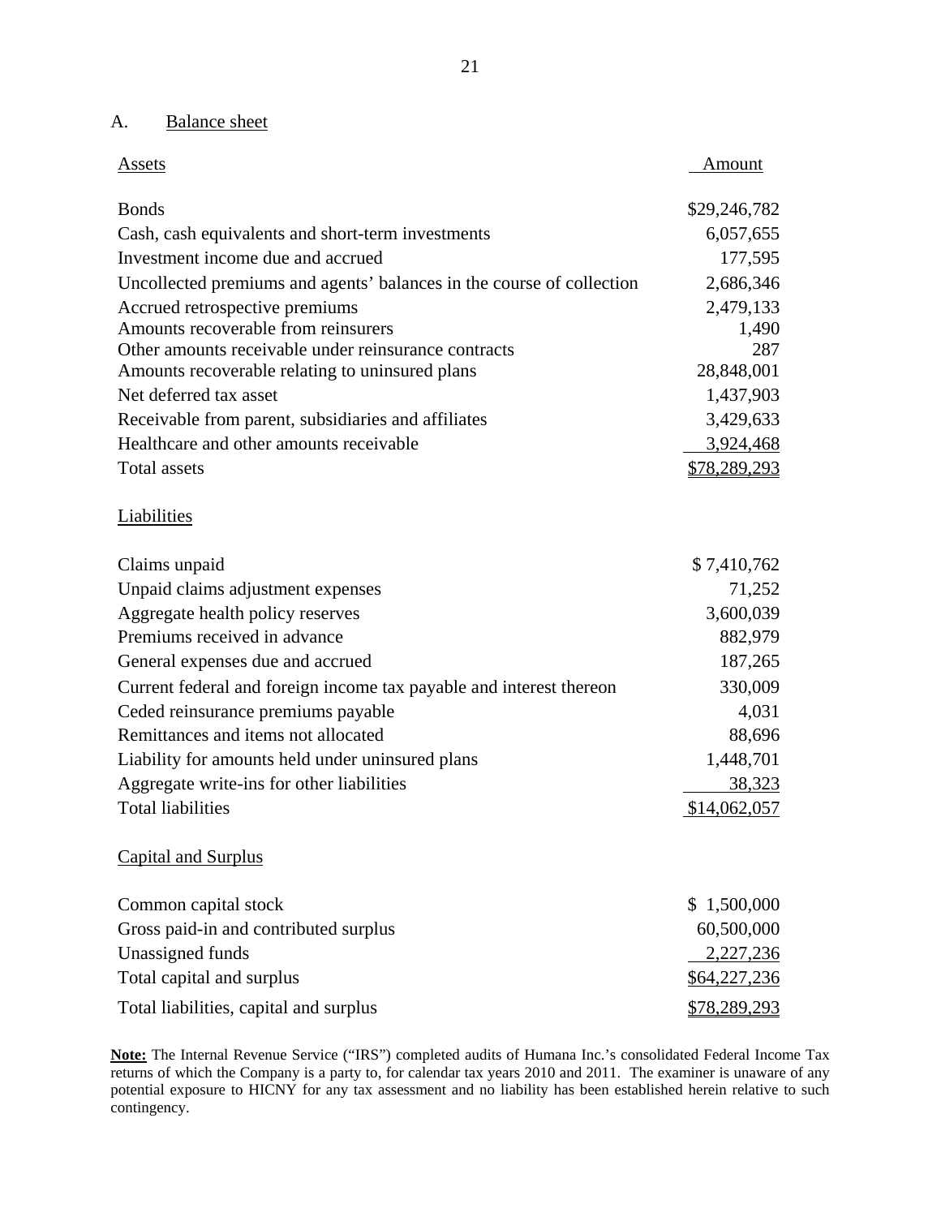A. Balance sheet

| Assets | Amount |
|---|---|
| Bonds | $29,246,782 |
| Cash, cash equivalents and short-term investments | 6,057,655 |
| Investment income due and accrued | 177,595 |
| Uncollected premiums and agents' balances in the course of collection | 2,686,346 |
| Accrued retrospective premiums | 2,479,133 |
| Amounts recoverable from reinsurers | 1,490 |
| Other amounts receivable under reinsurance contracts | 287 |
| Amounts recoverable relating to uninsured plans | 28,848,001 |
| Net deferred tax asset | 1,437,903 |
| Receivable from parent, subsidiaries and affiliates | 3,429,633 |
| Healthcare and other amounts receivable | 3,924,468 |
| Total assets | $78,289,293 |

| Liabilities | |
|---|---|
| Claims unpaid | $ 7,410,762 |
| Unpaid claims adjustment expenses | 71,252 |
| Aggregate health policy reserves | 3,600,039 |
| Premiums received in advance | 882,979 |
| General expenses due and accrued | 187,265 |
| Current federal and foreign income tax payable and interest thereon | 330,009 |
| Ceded reinsurance premiums payable | 4,031 |
| Remittances and items not allocated | 88,696 |
| Liability for amounts held under uninsured plans | 1,448,701 |
| Aggregate write-ins for other liabilities | 38,323 |
| Total liabilities | $14,062,057 |

| Capital and Surplus | |
|---|---|
| Common capital stock | $ 1,500,000 |
| Gross paid-in and contributed surplus | 60,500,000 |
| Unassigned funds | 2,227,236 |
| Total capital and surplus | $64,227,236 |
| Total liabilities, capital and surplus | $78,289,293 |

**Note:** The Internal Revenue Service ("IRS") completed audits of Humana Inc.'s consolidated Federal Income Tax returns of which the Company is a party to, for calendar tax years 2010 and 2011. The examiner is unaware of any potential exposure to HICNY for any tax assessment and no liability has been established herein relative to such contingency.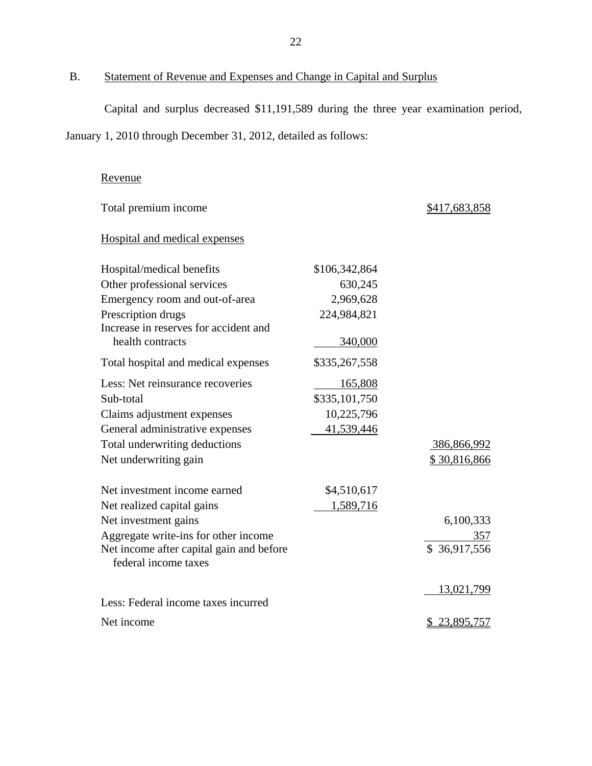## B. Statement of Revenue and Expenses and Change in Capital and Surplus

Capital and surplus decreased $11,191,589 during the three year examination period, January 1, 2010 through December 31, 2012, detailed as follows:

| | | |
|---|---|---|
| Revenue | | |
| Total premium income | | $417,683,858 |
| Hospital and medical expenses | | |
| Hospital/medical benefits | $106,342,864 | |
| Other professional services | 630,245 | |
| Emergency room and out-of-area | 2,969,628 | |
| Prescription drugs | 224,984,821 | |
| Increase in reserves for accident and health contracts | 340,000 | |
| Total hospital and medical expenses | $335,267,558 | |
| Less: Net reinsurance recoveries | 165,808 | |
| Sub-total | $335,101,750 | |
| Claims adjustment expenses | 10,225,796 | |
| General administrative expenses | 41,539,446 | |
| Total underwriting deductions | | 386,866,992 |
| Net underwriting gain | | $ 30,816,866 |
| Net investment income earned | $4,510,617 | |
| Net realized capital gains | 1,589,716 | |
| Net investment gains | | 6,100,333 |
| Aggregate write-ins for other income | | 357 |
| Net income after capital gain and before federal income taxes | | $ 36,917,556 |
| Less: Federal income taxes incurred | | 13,021,799 |
| Net income | | $ 23,895,757 |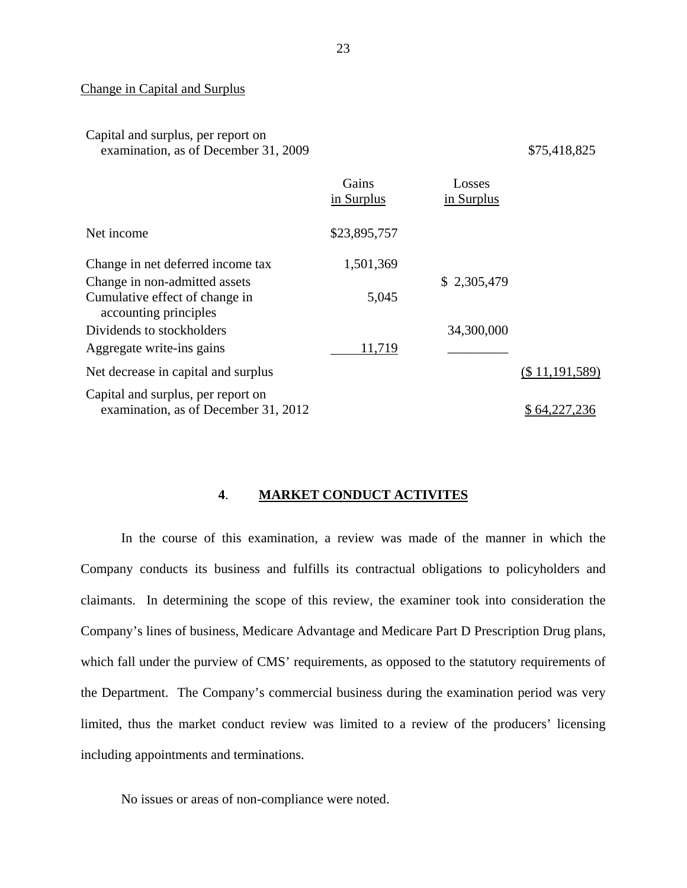Change in Capital and Surplus

| | Gains in Surplus | Losses in Surplus | |
|---|---|---|---|
| Capital and surplus, per report on examination, as of December 31, 2009 | | | $75,418,825 |
| Net income | $23,895,757 | | |
| Change in net deferred income tax | 1,501,369 | | |
| Change in non-admitted assets | | $ 2,305,479 | |
| Cumulative effect of change in accounting principles | 5,045 | | |
| Dividends to stockholders | | 34,300,000 | |
| Aggregate write-ins gains | 11,719 | | |
| Net decrease in capital and surplus | | | ($ 11,191,589) |
| Capital and surplus, per report on examination, as of December 31, 2012 | | | $ 64,227,236 |

## 4. MARKET CONDUCT ACTIVITES

In the course of this examination, a review was made of the manner in which the Company conducts its business and fulfills its contractual obligations to policyholders and claimants. In determining the scope of this review, the examiner took into consideration the Company's lines of business, Medicare Advantage and Medicare Part D Prescription Drug plans, which fall under the purview of CMS' requirements, as opposed to the statutory requirements of the Department. The Company's commercial business during the examination period was very limited, thus the market conduct review was limited to a review of the producers' licensing including appointments and terminations.

No issues or areas of non-compliance were noted.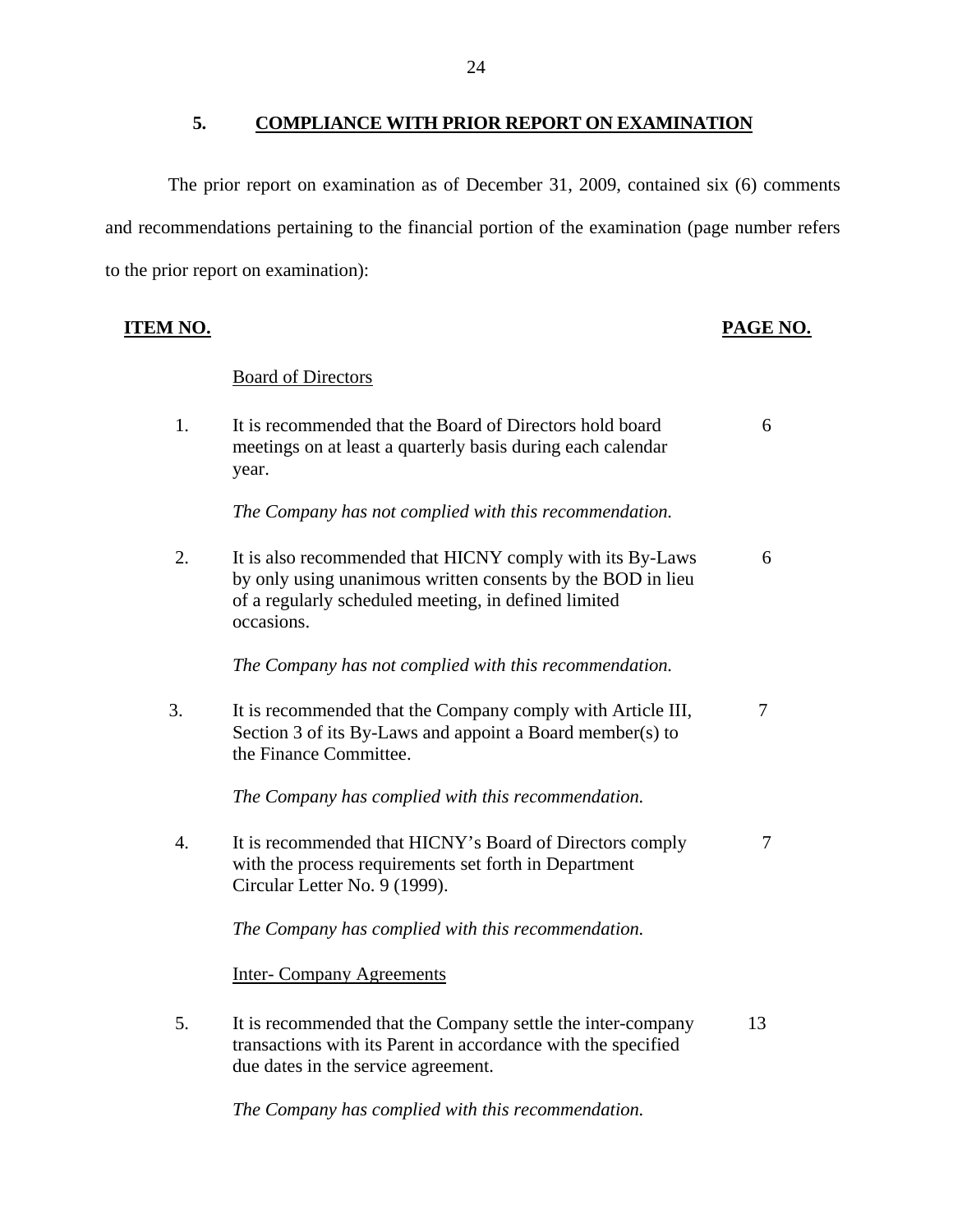## 5. COMPLIANCE WITH PRIOR REPORT ON EXAMINATION

The prior report on examination as of December 31, 2009, contained six (6) comments and recommendations pertaining to the financial portion of the examination (page number refers to the prior report on examination):

| ITEM NO. | | PAGE NO. |
|---|---|---|
| | Board of Directors | |
| 1. | It is recommended that the Board of Directors hold board meetings on at least a quarterly basis during each calendar year.<br><br>*The Company has not complied with this recommendation.* | 6 |
| 2. | It is also recommended that HICNY comply with its By-Laws by only using unanimous written consents by the BOD in lieu of a regularly scheduled meeting, in defined limited occasions.<br><br>*The Company has not complied with this recommendation.* | 6 |
| 3. | It is recommended that the Company comply with Article III, Section 3 of its By-Laws and appoint a Board member(s) to the Finance Committee.<br><br>*The Company has complied with this recommendation.* | 7 |
| 4. | It is recommended that HICNY's Board of Directors comply with the process requirements set forth in Department Circular Letter No. 9 (1999).<br><br>*The Company has complied with this recommendation.* | 7 |
| | Inter- Company Agreements | |
| 5. | It is recommended that the Company settle the inter-company transactions with its Parent in accordance with the specified due dates in the service agreement.<br><br>*The Company has complied with this recommendation.* | 13 |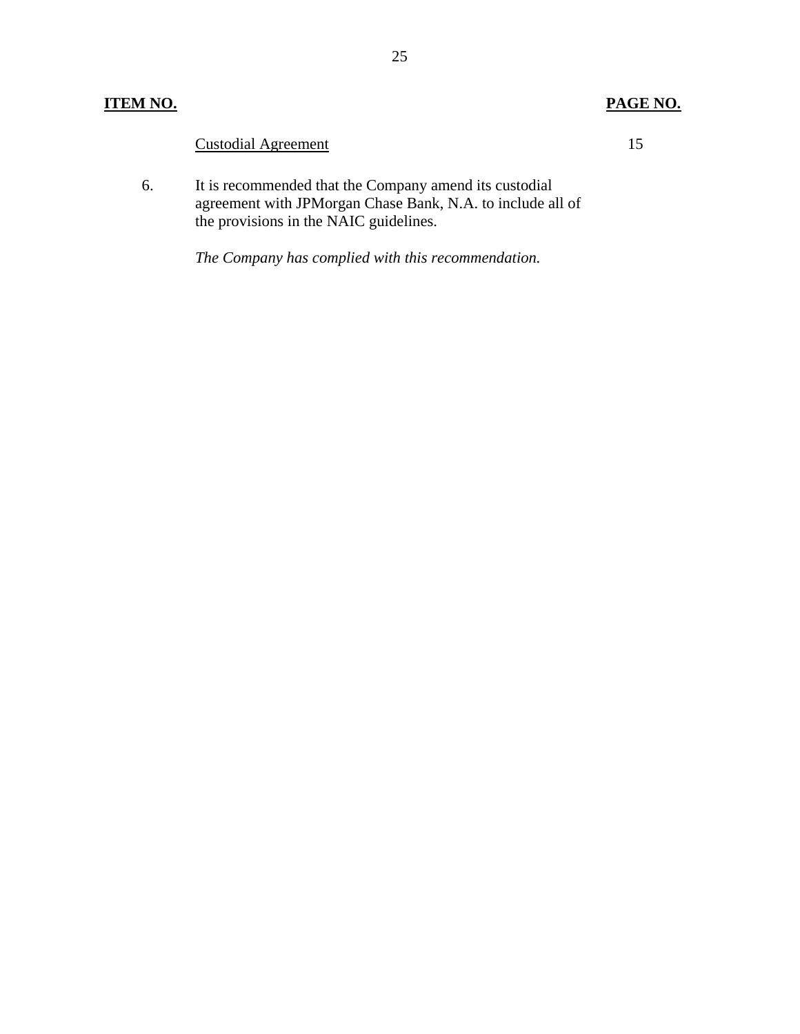**ITEM NO.** | **PAGE NO.**

<u>Custodial Agreement</u> 15

6. It is recommended that the Company amend its custodial agreement with JPMorgan Chase Bank, N.A. to include all of the provisions in the NAIC guidelines.

   *The Company has complied with this recommendation.*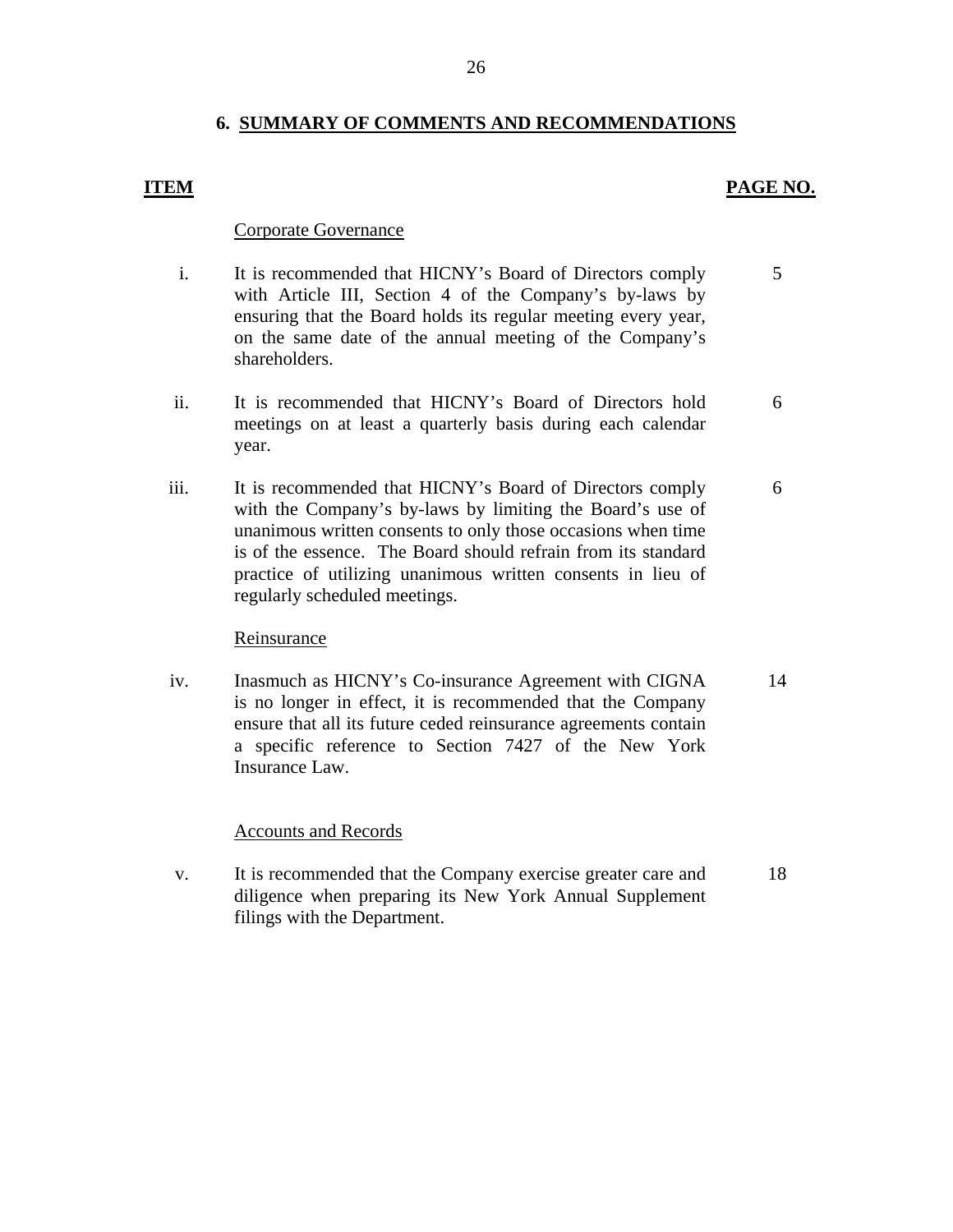## 6. SUMMARY OF COMMENTS AND RECOMMENDATIONS

| ITEM | | PAGE NO. |
|---|---|---|
| | Corporate Governance | |
| i. | It is recommended that HICNY's Board of Directors comply with Article III, Section 4 of the Company's by-laws by ensuring that the Board holds its regular meeting every year, on the same date of the annual meeting of the Company's shareholders. | 5 |
| ii. | It is recommended that HICNY's Board of Directors hold meetings on at least a quarterly basis during each calendar year. | 6 |
| iii. | It is recommended that HICNY's Board of Directors comply with the Company's by-laws by limiting the Board's use of unanimous written consents to only those occasions when time is of the essence. The Board should refrain from its standard practice of utilizing unanimous written consents in lieu of regularly scheduled meetings. | 6 |
| | Reinsurance | |
| iv. | Inasmuch as HICNY's Co-insurance Agreement with CIGNA is no longer in effect, it is recommended that the Company ensure that all its future ceded reinsurance agreements contain a specific reference to Section 7427 of the New York Insurance Law. | 14 |
| | Accounts and Records | |
| v. | It is recommended that the Company exercise greater care and diligence when preparing its New York Annual Supplement filings with the Department. | 18 |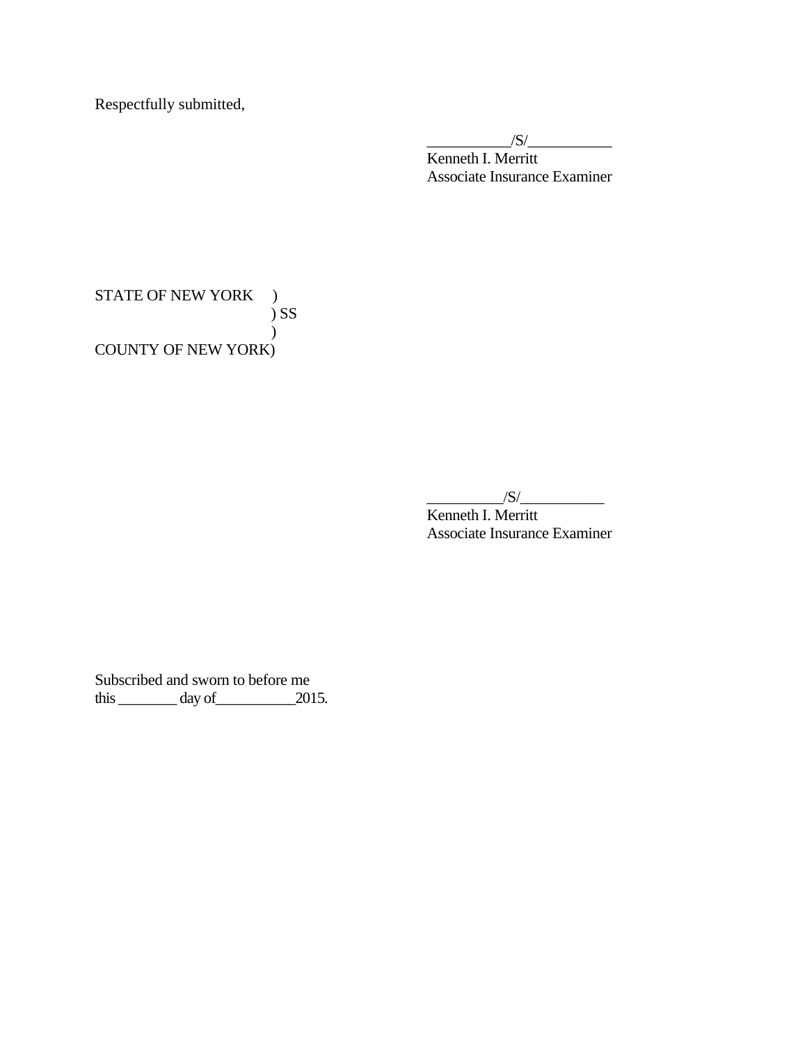Respectfully submitted,

\_\_\_\_\_\_\_\_\_\_\_/S/\_\_\_\_\_\_\_\_\_\_\_
Kenneth I. Merritt
Associate Insurance Examiner

STATE OF NEW YORK )
) SS
)
COUNTY OF NEW YORK)

\_\_\_\_\_\_\_\_\_\_/S/\_\_\_\_\_\_\_\_\_\_\_
Kenneth I. Merritt
Associate Insurance Examiner

Subscribed and sworn to before me
this \_\_\_\_\_\_\_\_ day of\_\_\_\_\_\_\_\_\_\_\_2015.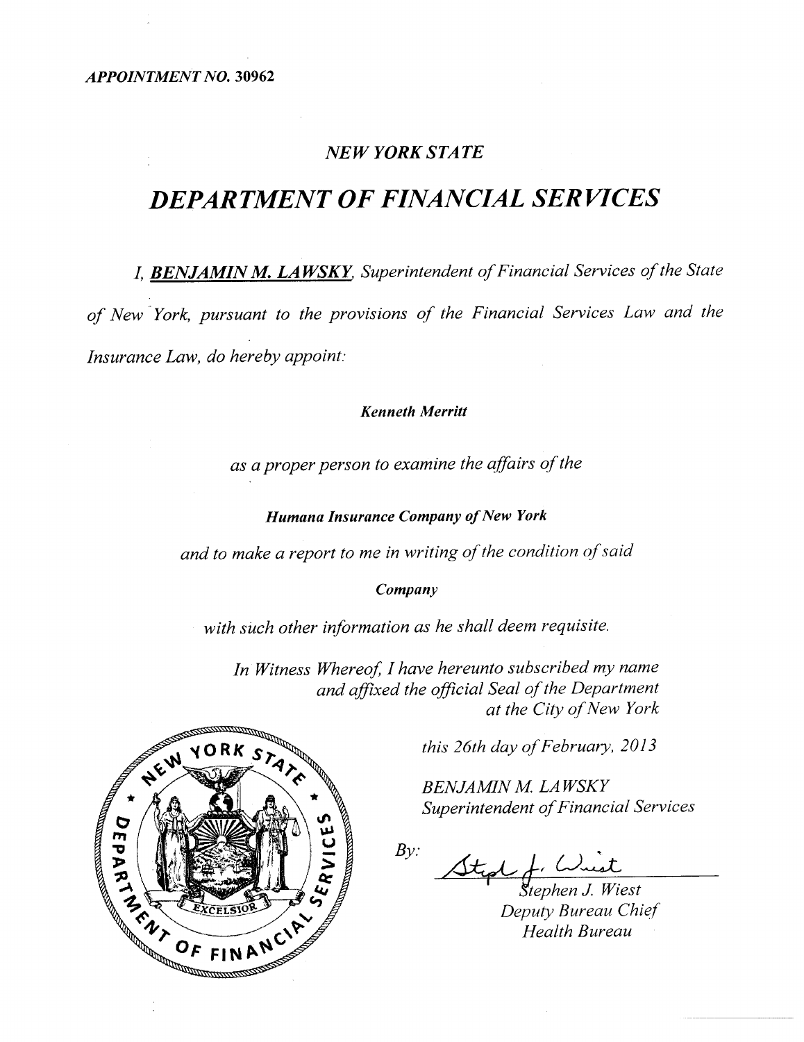*APPOINTMENT NO.* 30962

*NEW YORK STATE*

# *DEPARTMENT OF FINANCIAL SERVICES*

*I, **BENJAMIN M. LAWSKY**, Superintendent of Financial Services of the State of New York, pursuant to the provisions of the Financial Services Law and the Insurance Law, do hereby appoint:*

***Kenneth Merritt***

*as a proper person to examine the affairs of the*

***Humana Insurance Company of New York***

*and to make a report to me in writing of the condition of said*

***Company***

*with such other information as he shall deem requisite.*

*In Witness Whereof, I have hereunto subscribed my name and affixed the official Seal of the Department at the City of New York*

*this 26th day of February, 2013*

*BENJAMIN M. LAWSKY*
*Superintendent of Financial Services*

*By:*

*Stephen J. Wiest*
*Deputy Bureau Chief*
*Health Bureau*

NEW YORK STATE ★ DEPARTMENT OF FINANCIAL SERVICES ★ EXCELSIOR